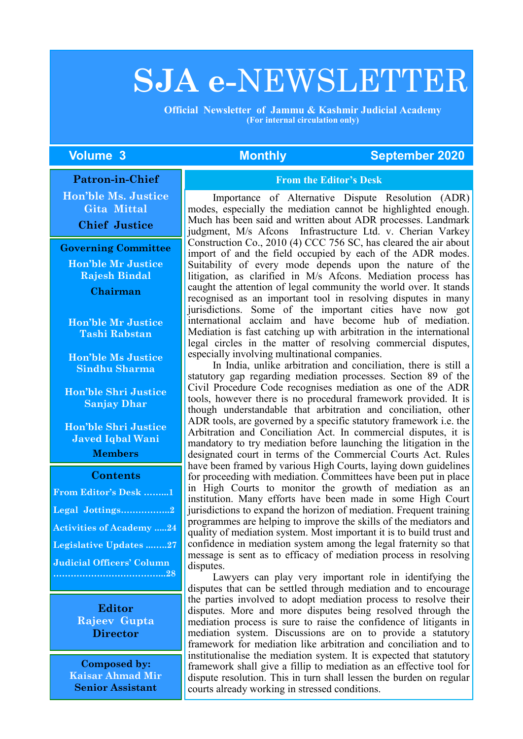# SJA e-NEWSLETTER

**Official Newsletter of Jammu & Kashmir Judicial Academy**
**(For internal circulation only)**

**Volume 3** | **Monthly** | **September 2020**

**Patron-in-Chief**

**Hon'ble Ms. Justice Gita Mittal**
**Chief Justice**

**Governing Committee**

**Hon'ble Mr Justice Rajesh Bindal**
**Chairman**

**Hon'ble Mr Justice Tashi Rabstan**

**Hon'ble Ms Justice Sindhu Sharma**

**Hon'ble Shri Justice Sanjay Dhar**

**Hon'ble Shri Justice Javed Iqbal Wani**
**Members**

**Contents**

- From Editor's Desk .........1
- Legal Jottings.................2
- Activities of Academy .....24
- Legislative Updates ........27
- Judicial Officers' Column ......................................28

**Editor**
**Rajeev Gupta**
**Director**

**Composed by:**
**Kaisar Ahmad Mir**
**Senior Assistant**

## From the Editor's Desk

Importance of Alternative Dispute Resolution (ADR) modes, especially the mediation cannot be highlighted enough. Much has been said and written about ADR processes. Landmark judgment, M/s Afcons Infrastructure Ltd. v. Cherian Varkey Construction Co., 2010 (4) CCC 756 SC, has cleared the air about import of and the field occupied by each of the ADR modes. Suitability of every mode depends upon the nature of the litigation, as clarified in M/s Afcons. Mediation process has caught the attention of legal community the world over. It stands recognised as an important tool in resolving disputes in many jurisdictions. Some of the important cities have now got international acclaim and have become hub of mediation. Mediation is fast catching up with arbitration in the international legal circles in the matter of resolving commercial disputes, especially involving multinational companies.

In India, unlike arbitration and conciliation, there is still a statutory gap regarding mediation processes. Section 89 of the Civil Procedure Code recognises mediation as one of the ADR tools, however there is no procedural framework provided. It is though understandable that arbitration and conciliation, other ADR tools, are governed by a specific statutory framework i.e. the Arbitration and Conciliation Act. In commercial disputes, it is mandatory to try mediation before launching the litigation in the designated court in terms of the Commercial Courts Act. Rules have been framed by various High Courts, laying down guidelines for proceeding with mediation. Committees have been put in place in High Courts to monitor the growth of mediation as an institution. Many efforts have been made in some High Court jurisdictions to expand the horizon of mediation. Frequent training programmes are helping to improve the skills of the mediators and quality of mediation system. Most important it is to build trust and confidence in mediation system among the legal fraternity so that message is sent as to efficacy of mediation process in resolving disputes.

Lawyers can play very important role in identifying the disputes that can be settled through mediation and to encourage the parties involved to adopt mediation process to resolve their disputes. More and more disputes being resolved through the mediation process is sure to raise the confidence of litigants in mediation system. Discussions are on to provide a statutory framework for mediation like arbitration and conciliation and to institutionalise the mediation system. It is expected that statutory framework shall give a fillip to mediation as an effective tool for dispute resolution. This in turn shall lessen the burden on regular courts already working in stressed conditions.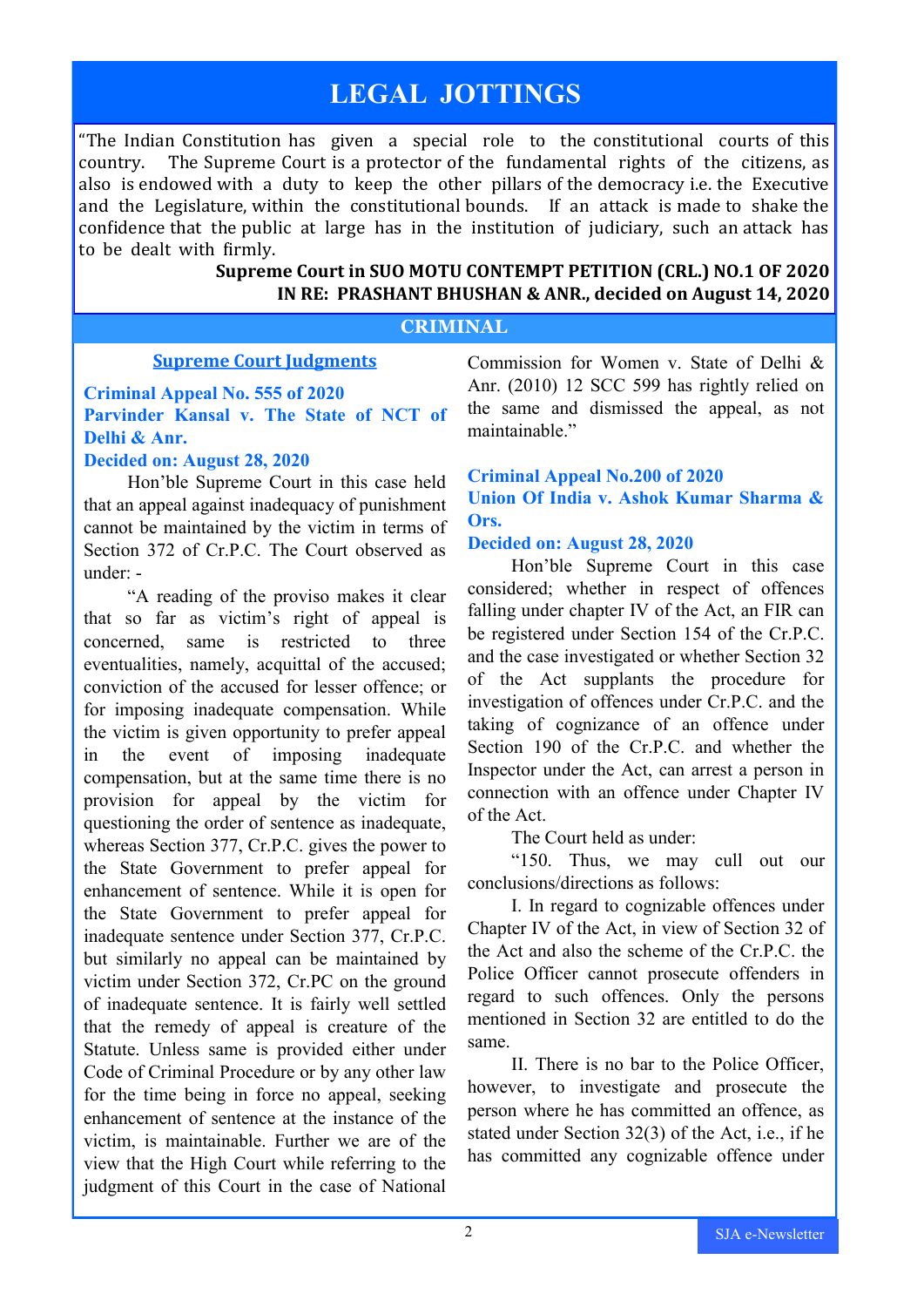# LEGAL JOTTINGS

"The Indian Constitution has given a special role to the constitutional courts of this country. The Supreme Court is a protector of the fundamental rights of the citizens, as also is endowed with a duty to keep the other pillars of the democracy i.e. the Executive and the Legislature, within the constitutional bounds. If an attack is made to shake the confidence that the public at large has in the institution of judiciary, such an attack has to be dealt with firmly.

**Supreme Court in SUO MOTU CONTEMPT PETITION (CRL.) NO.1 OF 2020 IN RE: PRASHANT BHUSHAN & ANR., decided on August 14, 2020**

## CRIMINAL

### Supreme Court Judgments

**Criminal Appeal No. 555 of 2020**
**Parvinder Kansal v. The State of NCT of Delhi & Anr.**
**Decided on: August 28, 2020**

Hon'ble Supreme Court in this case held that an appeal against inadequacy of punishment cannot be maintained by the victim in terms of Section 372 of Cr.P.C. The Court observed as under: -

"A reading of the proviso makes it clear that so far as victim's right of appeal is concerned, same is restricted to three eventualities, namely, acquittal of the accused; conviction of the accused for lesser offence; or for imposing inadequate compensation. While the victim is given opportunity to prefer appeal in the event of imposing inadequate compensation, but at the same time there is no provision for appeal by the victim for questioning the order of sentence as inadequate, whereas Section 377, Cr.P.C. gives the power to the State Government to prefer appeal for enhancement of sentence. While it is open for the State Government to prefer appeal for inadequate sentence under Section 377, Cr.P.C. but similarly no appeal can be maintained by victim under Section 372, Cr.PC on the ground of inadequate sentence. It is fairly well settled that the remedy of appeal is creature of the Statute. Unless same is provided either under Code of Criminal Procedure or by any other law for the time being in force no appeal, seeking enhancement of sentence at the instance of the victim, is maintainable. Further we are of the view that the High Court while referring to the judgment of this Court in the case of National Commission for Women v. State of Delhi & Anr. (2010) 12 SCC 599 has rightly relied on the same and dismissed the appeal, as not maintainable."

**Criminal Appeal No.200 of 2020**
**Union Of India v. Ashok Kumar Sharma & Ors.**
**Decided on: August 28, 2020**

Hon'ble Supreme Court in this case considered; whether in respect of offences falling under chapter IV of the Act, an FIR can be registered under Section 154 of the Cr.P.C. and the case investigated or whether Section 32 of the Act supplants the procedure for investigation of offences under Cr.P.C. and the taking of cognizance of an offence under Section 190 of the Cr.P.C. and whether the Inspector under the Act, can arrest a person in connection with an offence under Chapter IV of the Act.

The Court held as under:

"150. Thus, we may cull out our conclusions/directions as follows:

I. In regard to cognizable offences under Chapter IV of the Act, in view of Section 32 of the Act and also the scheme of the Cr.P.C. the Police Officer cannot prosecute offenders in regard to such offences. Only the persons mentioned in Section 32 are entitled to do the same.

II. There is no bar to the Police Officer, however, to investigate and prosecute the person where he has committed an offence, as stated under Section 32(3) of the Act, i.e., if he has committed any cognizable offence under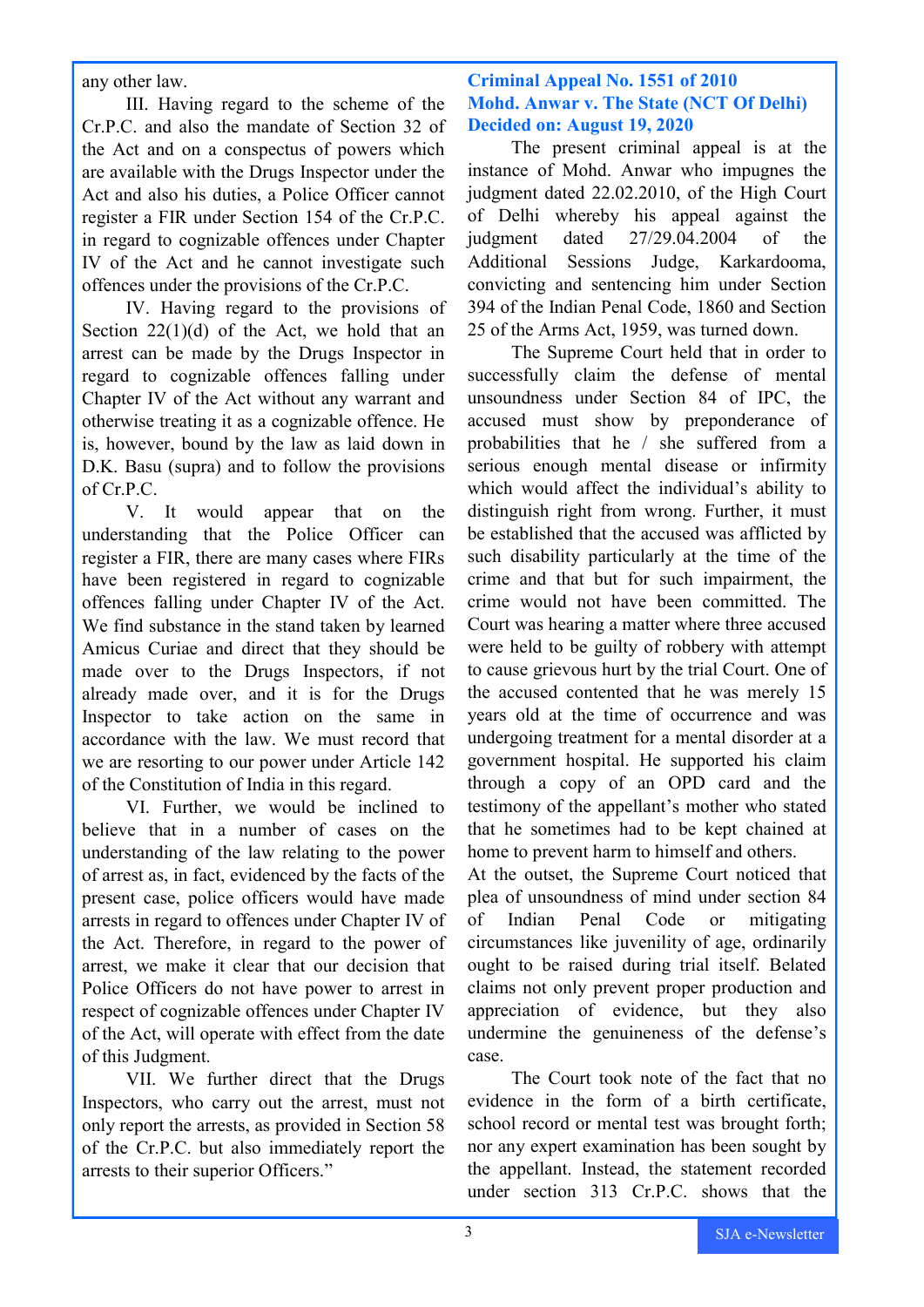any other law.

III. Having regard to the scheme of the Cr.P.C. and also the mandate of Section 32 of the Act and on a conspectus of powers which are available with the Drugs Inspector under the Act and also his duties, a Police Officer cannot register a FIR under Section 154 of the Cr.P.C. in regard to cognizable offences under Chapter IV of the Act and he cannot investigate such offences under the provisions of the Cr.P.C.

IV. Having regard to the provisions of Section 22(1)(d) of the Act, we hold that an arrest can be made by the Drugs Inspector in regard to cognizable offences falling under Chapter IV of the Act without any warrant and otherwise treating it as a cognizable offence. He is, however, bound by the law as laid down in D.K. Basu (supra) and to follow the provisions of Cr.P.C.

V. It would appear that on the understanding that the Police Officer can register a FIR, there are many cases where FIRs have been registered in regard to cognizable offences falling under Chapter IV of the Act. We find substance in the stand taken by learned Amicus Curiae and direct that they should be made over to the Drugs Inspectors, if not already made over, and it is for the Drugs Inspector to take action on the same in accordance with the law. We must record that we are resorting to our power under Article 142 of the Constitution of India in this regard.

VI. Further, we would be inclined to believe that in a number of cases on the understanding of the law relating to the power of arrest as, in fact, evidenced by the facts of the present case, police officers would have made arrests in regard to offences under Chapter IV of the Act. Therefore, in regard to the power of arrest, we make it clear that our decision that Police Officers do not have power to arrest in respect of cognizable offences under Chapter IV of the Act, will operate with effect from the date of this Judgment.

VII. We further direct that the Drugs Inspectors, who carry out the arrest, must not only report the arrests, as provided in Section 58 of the Cr.P.C. but also immediately report the arrests to their superior Officers."

### Criminal Appeal No. 1551 of 2010
### Mohd. Anwar v. The State (NCT Of Delhi)
### Decided on: August 19, 2020

The present criminal appeal is at the instance of Mohd. Anwar who impugnes the judgment dated 22.02.2010, of the High Court of Delhi whereby his appeal against the judgment dated 27/29.04.2004 of the Additional Sessions Judge, Karkardooma, convicting and sentencing him under Section 394 of the Indian Penal Code, 1860 and Section 25 of the Arms Act, 1959, was turned down.

The Supreme Court held that in order to successfully claim the defense of mental unsoundness under Section 84 of IPC, the accused must show by preponderance of probabilities that he / she suffered from a serious enough mental disease or infirmity which would affect the individual's ability to distinguish right from wrong. Further, it must be established that the accused was afflicted by such disability particularly at the time of the crime and that but for such impairment, the crime would not have been committed. The Court was hearing a matter where three accused were held to be guilty of robbery with attempt to cause grievous hurt by the trial Court. One of the accused contended that he was merely 15 years old at the time of occurrence and was undergoing treatment for a mental disorder at a government hospital. He supported his claim through a copy of an OPD card and the testimony of the appellant's mother who stated that he sometimes had to be kept chained at home to prevent harm to himself and others.

At the outset, the Supreme Court noticed that plea of unsoundness of mind under section 84 of Indian Penal Code or mitigating circumstances like juvenility of age, ordinarily ought to be raised during trial itself. Belated claims not only prevent proper production and appreciation of evidence, but they also undermine the genuineness of the defense's case.

The Court took note of the fact that no evidence in the form of a birth certificate, school record or mental test was brought forth; nor any expert examination has been sought by the appellant. Instead, the statement recorded under section 313 Cr.P.C. shows that the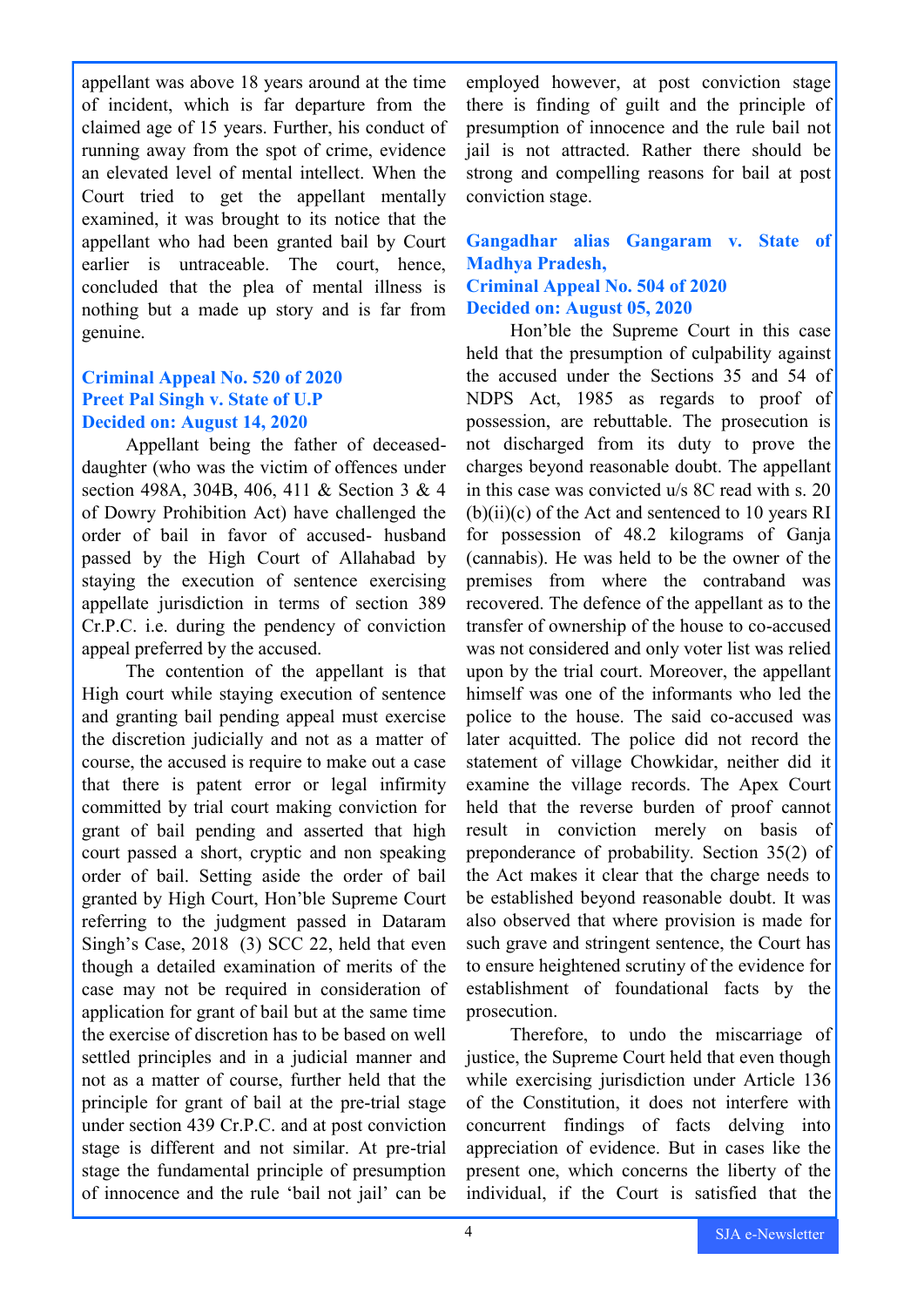appellant was above 18 years around at the time of incident, which is far departure from the claimed age of 15 years. Further, his conduct of running away from the spot of crime, evidence an elevated level of mental intellect. When the Court tried to get the appellant mentally examined, it was brought to its notice that the appellant who had been granted bail by Court earlier is untraceable. The court, hence, concluded that the plea of mental illness is nothing but a made up story and is far from genuine.

### Criminal Appeal No. 520 of 2020
### Preet Pal Singh v. State of U.P
### Decided on: August 14, 2020

Appellant being the father of deceased-daughter (who was the victim of offences under section 498A, 304B, 406, 411 & Section 3 & 4 of Dowry Prohibition Act) have challenged the order of bail in favor of accused- husband passed by the High Court of Allahabad by staying the execution of sentence exercising appellate jurisdiction in terms of section 389 Cr.P.C. i.e. during the pendency of conviction appeal preferred by the accused.

The contention of the appellant is that High court while staying execution of sentence and granting bail pending appeal must exercise the discretion judicially and not as a matter of course, the accused is require to make out a case that there is patent error or legal infirmity committed by trial court making conviction for grant of bail pending and asserted that high court passed a short, cryptic and non speaking order of bail. Setting aside the order of bail granted by High Court, Hon'ble Supreme Court referring to the judgment passed in Dataram Singh's Case, 2018 (3) SCC 22, held that even though a detailed examination of merits of the case may not be required in consideration of application for grant of bail but at the same time the exercise of discretion has to be based on well settled principles and in a judicial manner and not as a matter of course, further held that the principle for grant of bail at the pre-trial stage under section 439 Cr.P.C. and at post conviction stage is different and not similar. At pre-trial stage the fundamental principle of presumption of innocence and the rule 'bail not jail' can be employed however, at post conviction stage there is finding of guilt and the principle of presumption of innocence and the rule bail not jail is not attracted. Rather there should be strong and compelling reasons for bail at post conviction stage.

### Gangadhar alias Gangaram v. State of Madhya Pradesh,
### Criminal Appeal No. 504 of 2020
### Decided on: August 05, 2020

Hon'ble the Supreme Court in this case held that the presumption of culpability against the accused under the Sections 35 and 54 of NDPS Act, 1985 as regards to proof of possession, are rebuttable. The prosecution is not discharged from its duty to prove the charges beyond reasonable doubt. The appellant in this case was convicted u/s 8C read with s. 20 (b)(ii)(c) of the Act and sentenced to 10 years RI for possession of 48.2 kilograms of Ganja (cannabis). He was held to be the owner of the premises from where the contraband was recovered. The defence of the appellant as to the transfer of ownership of the house to co-accused was not considered and only voter list was relied upon by the trial court. Moreover, the appellant himself was one of the informants who led the police to the house. The said co-accused was later acquitted. The police did not record the statement of village Chowkidar, neither did it examine the village records. The Apex Court held that the reverse burden of proof cannot result in conviction merely on basis of preponderance of probability. Section 35(2) of the Act makes it clear that the charge needs to be established beyond reasonable doubt. It was also observed that where provision is made for such grave and stringent sentence, the Court has to ensure heightened scrutiny of the evidence for establishment of foundational facts by the prosecution.

Therefore, to undo the miscarriage of justice, the Supreme Court held that even though while exercising jurisdiction under Article 136 of the Constitution, it does not interfere with concurrent findings of facts delving into appreciation of evidence. But in cases like the present one, which concerns the liberty of the individual, if the Court is satisfied that the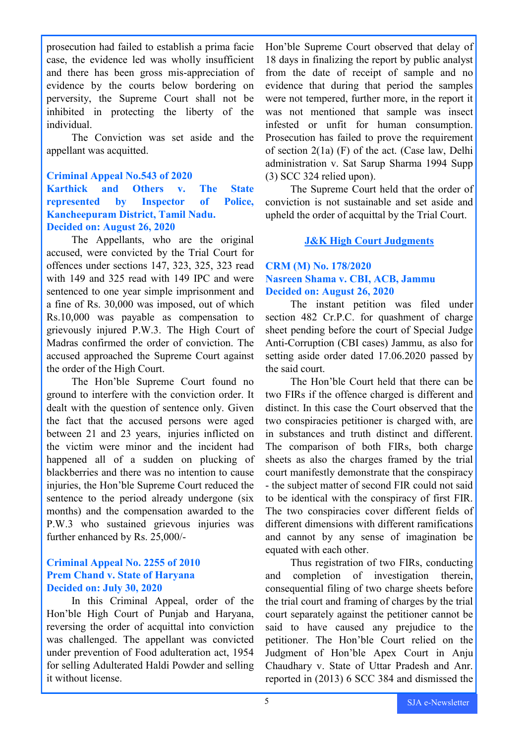prosecution had failed to establish a prima facie case, the evidence led was wholly insufficient and there has been gross mis-appreciation of evidence by the courts below bordering on perversity, the Supreme Court shall not be inhibited in protecting the liberty of the individual.

The Conviction was set aside and the appellant was acquitted.

### Criminal Appeal No.543 of 2020
### Karthick and Others v. The State represented by Inspector of Police, Kancheepuram District, Tamil Nadu.
### Decided on: August 26, 2020

The Appellants, who are the original accused, were convicted by the Trial Court for offences under sections 147, 323, 325, 323 read with 149 and 325 read with 149 IPC and were sentenced to one year simple imprisonment and a fine of Rs. 30,000 was imposed, out of which Rs.10,000 was payable as compensation to grievously injured P.W.3. The High Court of Madras confirmed the order of conviction. The accused approached the Supreme Court against the order of the High Court.

The Hon'ble Supreme Court found no ground to interfere with the conviction order. It dealt with the question of sentence only. Given the fact that the accused persons were aged between 21 and 23 years, injuries inflicted on the victim were minor and the incident had happened all of a sudden on plucking of blackberries and there was no intention to cause injuries, the Hon'ble Supreme Court reduced the sentence to the period already undergone (six months) and the compensation awarded to the P.W.3 who sustained grievous injuries was further enhanced by Rs. 25,000/-

### Criminal Appeal No. 2255 of 2010
### Prem Chand v. State of Haryana
### Decided on: July 30, 2020

In this Criminal Appeal, order of the Hon'ble High Court of Punjab and Haryana, reversing the order of acquittal into conviction was challenged. The appellant was convicted under prevention of Food adulteration act, 1954 for selling Adulterated Haldi Powder and selling it without license.

Hon'ble Supreme Court observed that delay of 18 days in finalizing the report by public analyst from the date of receipt of sample and no evidence that during that period the samples were not tempered, further more, in the report it was not mentioned that sample was insect infested or unfit for human consumption. Prosecution has failed to prove the requirement of section 2(1a) (F) of the act. (Case law, Delhi administration v. Sat Sarup Sharma 1994 Supp (3) SCC 324 relied upon).

The Supreme Court held that the order of conviction is not sustainable and set aside and upheld the order of acquittal by the Trial Court.

## J&K High Court Judgments

### CRM (M) No. 178/2020
### Nasreen Shama v. CBI, ACB, Jammu
### Decided on: August 26, 2020

The instant petition was filed under section 482 Cr.P.C. for quashment of charge sheet pending before the court of Special Judge Anti-Corruption (CBI cases) Jammu, as also for setting aside order dated 17.06.2020 passed by the said court.

The Hon'ble Court held that there can be two FIRs if the offence charged is different and distinct. In this case the Court observed that the two conspiracies petitioner is charged with, are in substances and truth distinct and different. The comparison of both FIRs, both charge sheets as also the charges framed by the trial court manifestly demonstrate that the conspiracy - the subject matter of second FIR could not said to be identical with the conspiracy of first FIR. The two conspiracies cover different fields of different dimensions with different ramifications and cannot by any sense of imagination be equated with each other.

Thus registration of two FIRs, conducting and completion of investigation therein, consequential filing of two charge sheets before the trial court and framing of charges by the trial court separately against the petitioner cannot be said to have caused any prejudice to the petitioner. The Hon'ble Court relied on the Judgment of Hon'ble Apex Court in Anju Chaudhary v. State of Uttar Pradesh and Anr. reported in (2013) 6 SCC 384 and dismissed the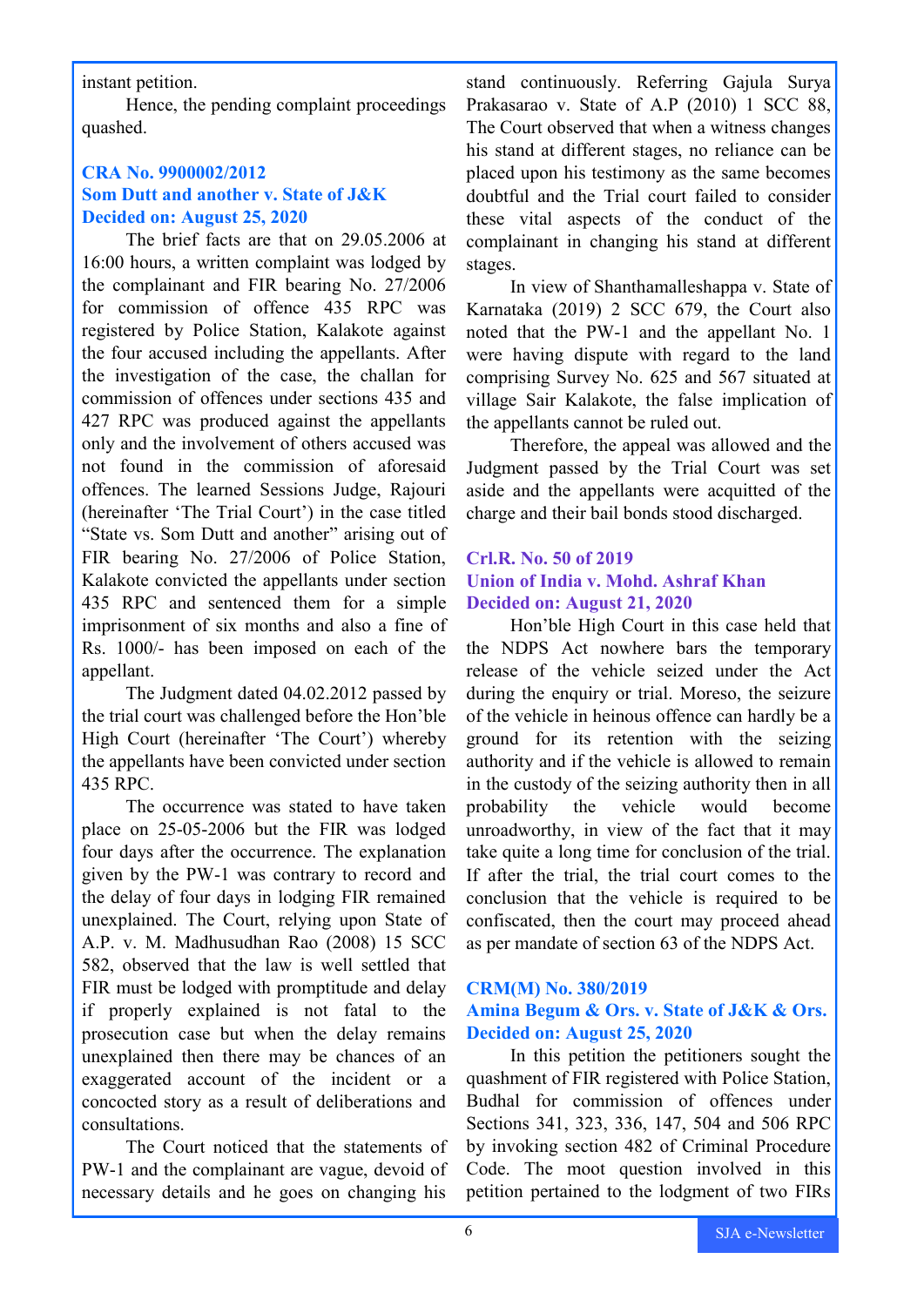instant petition.

Hence, the pending complaint proceedings quashed.

### CRA No. 9900002/2012
### Som Dutt and another v. State of J&K
### Decided on: August 25, 2020

The brief facts are that on 29.05.2006 at 16:00 hours, a written complaint was lodged by the complainant and FIR bearing No. 27/2006 for commission of offence 435 RPC was registered by Police Station, Kalakote against the four accused including the appellants. After the investigation of the case, the challan for commission of offences under sections 435 and 427 RPC was produced against the appellants only and the involvement of others accused was not found in the commission of aforesaid offences. The learned Sessions Judge, Rajouri (hereinafter 'The Trial Court') in the case titled "State vs. Som Dutt and another" arising out of FIR bearing No. 27/2006 of Police Station, Kalakote convicted the appellants under section 435 RPC and sentenced them for a simple imprisonment of six months and also a fine of Rs. 1000/- has been imposed on each of the appellant.

The Judgment dated 04.02.2012 passed by the trial court was challenged before the Hon'ble High Court (hereinafter 'The Court') whereby the appellants have been convicted under section 435 RPC.

The occurrence was stated to have taken place on 25-05-2006 but the FIR was lodged four days after the occurrence. The explanation given by the PW-1 was contrary to record and the delay of four days in lodging FIR remained unexplained. The Court, relying upon State of A.P. v. M. Madhusudhan Rao (2008) 15 SCC 582, observed that the law is well settled that FIR must be lodged with promptitude and delay if properly explained is not fatal to the prosecution case but when the delay remains unexplained then there may be chances of an exaggerated account of the incident or a concocted story as a result of deliberations and consultations.

The Court noticed that the statements of PW-1 and the complainant are vague, devoid of necessary details and he goes on changing his stand continuously. Referring Gajula Surya Prakasarao v. State of A.P (2010) 1 SCC 88, The Court observed that when a witness changes his stand at different stages, no reliance can be placed upon his testimony as the same becomes doubtful and the Trial court failed to consider these vital aspects of the conduct of the complainant in changing his stand at different stages.

In view of Shanthamalleshappa v. State of Karnataka (2019) 2 SCC 679, the Court also noted that the PW-1 and the appellant No. 1 were having dispute with regard to the land comprising Survey No. 625 and 567 situated at village Sair Kalakote, the false implication of the appellants cannot be ruled out.

Therefore, the appeal was allowed and the Judgment passed by the Trial Court was set aside and the appellants were acquitted of the charge and their bail bonds stood discharged.

### Crl.R. No. 50 of 2019
### Union of India v. Mohd. Ashraf Khan
### Decided on: August 21, 2020

Hon'ble High Court in this case held that the NDPS Act nowhere bars the temporary release of the vehicle seized under the Act during the enquiry or trial. Moreso, the seizure of the vehicle in heinous offence can hardly be a ground for its retention with the seizing authority and if the vehicle is allowed to remain in the custody of the seizing authority then in all probability the vehicle would become unroadworthy, in view of the fact that it may take quite a long time for conclusion of the trial. If after the trial, the trial court comes to the conclusion that the vehicle is required to be confiscated, then the court may proceed ahead as per mandate of section 63 of the NDPS Act.

### CRM(M) No. 380/2019
### Amina Begum & Ors. v. State of J&K & Ors.
### Decided on: August 25, 2020

In this petition the petitioners sought the quashment of FIR registered with Police Station, Budhal for commission of offences under Sections 341, 323, 336, 147, 504 and 506 RPC by invoking section 482 of Criminal Procedure Code. The moot question involved in this petition pertained to the lodgment of two FIRs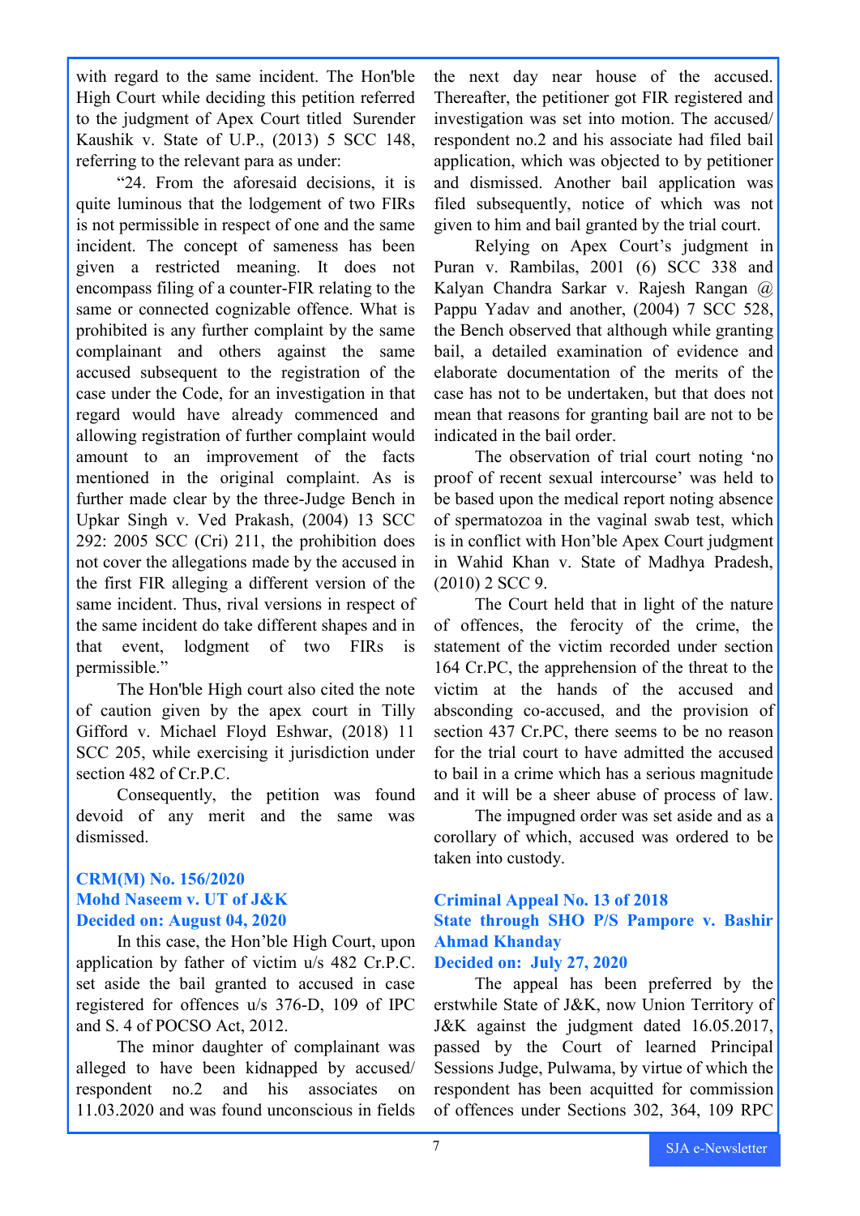with regard to the same incident. The Hon'ble High Court while deciding this petition referred to the judgment of Apex Court titled Surender Kaushik v. State of U.P., (2013) 5 SCC 148, referring to the relevant para as under:

"24. From the aforesaid decisions, it is quite luminous that the lodgement of two FIRs is not permissible in respect of one and the same incident. The concept of sameness has been given a restricted meaning. It does not encompass filing of a counter-FIR relating to the same or connected cognizable offence. What is prohibited is any further complaint by the same complainant and others against the same accused subsequent to the registration of the case under the Code, for an investigation in that regard would have already commenced and allowing registration of further complaint would amount to an improvement of the facts mentioned in the original complaint. As is further made clear by the three-Judge Bench in Upkar Singh v. Ved Prakash, (2004) 13 SCC 292: 2005 SCC (Cri) 211, the prohibition does not cover the allegations made by the accused in the first FIR alleging a different version of the same incident. Thus, rival versions in respect of the same incident do take different shapes and in that event, lodgment of two FIRs is permissible."

The Hon'ble High court also cited the note of caution given by the apex court in Tilly Gifford v. Michael Floyd Eshwar, (2018) 11 SCC 205, while exercising it jurisdiction under section 482 of Cr.P.C.

Consequently, the petition was found devoid of any merit and the same was dismissed.

### CRM(M) No. 156/2020
### Mohd Naseem v. UT of J&K
### Decided on: August 04, 2020

In this case, the Hon'ble High Court, upon application by father of victim u/s 482 Cr.P.C. set aside the bail granted to accused in case registered for offences u/s 376-D, 109 of IPC and S. 4 of POCSO Act, 2012.

The minor daughter of complainant was alleged to have been kidnapped by accused/ respondent no.2 and his associates on 11.03.2020 and was found unconscious in fields the next day near house of the accused. Thereafter, the petitioner got FIR registered and investigation was set into motion. The accused/ respondent no.2 and his associate had filed bail application, which was objected to by petitioner and dismissed. Another bail application was filed subsequently, notice of which was not given to him and bail granted by the trial court.

Relying on Apex Court's judgment in Puran v. Rambilas, 2001 (6) SCC 338 and Kalyan Chandra Sarkar v. Rajesh Rangan @ Pappu Yadav and another, (2004) 7 SCC 528, the Bench observed that although while granting bail, a detailed examination of evidence and elaborate documentation of the merits of the case has not to be undertaken, but that does not mean that reasons for granting bail are not to be indicated in the bail order.

The observation of trial court noting 'no proof of recent sexual intercourse' was held to be based upon the medical report noting absence of spermatozoa in the vaginal swab test, which is in conflict with Hon'ble Apex Court judgment in Wahid Khan v. State of Madhya Pradesh, (2010) 2 SCC 9.

The Court held that in light of the nature of offences, the ferocity of the crime, the statement of the victim recorded under section 164 Cr.PC, the apprehension of the threat to the victim at the hands of the accused and absconding co-accused, and the provision of section 437 Cr.PC, there seems to be no reason for the trial court to have admitted the accused to bail in a crime which has a serious magnitude and it will be a sheer abuse of process of law.

The impugned order was set aside and as a corollary of which, accused was ordered to be taken into custody.

### Criminal Appeal No. 13 of 2018
### State through SHO P/S Pampore v. Bashir Ahmad Khanday
### Decided on: July 27, 2020

The appeal has been preferred by the erstwhile State of J&K, now Union Territory of J&K against the judgment dated 16.05.2017, passed by the Court of learned Principal Sessions Judge, Pulwama, by virtue of which the respondent has been acquitted for commission of offences under Sections 302, 364, 109 RPC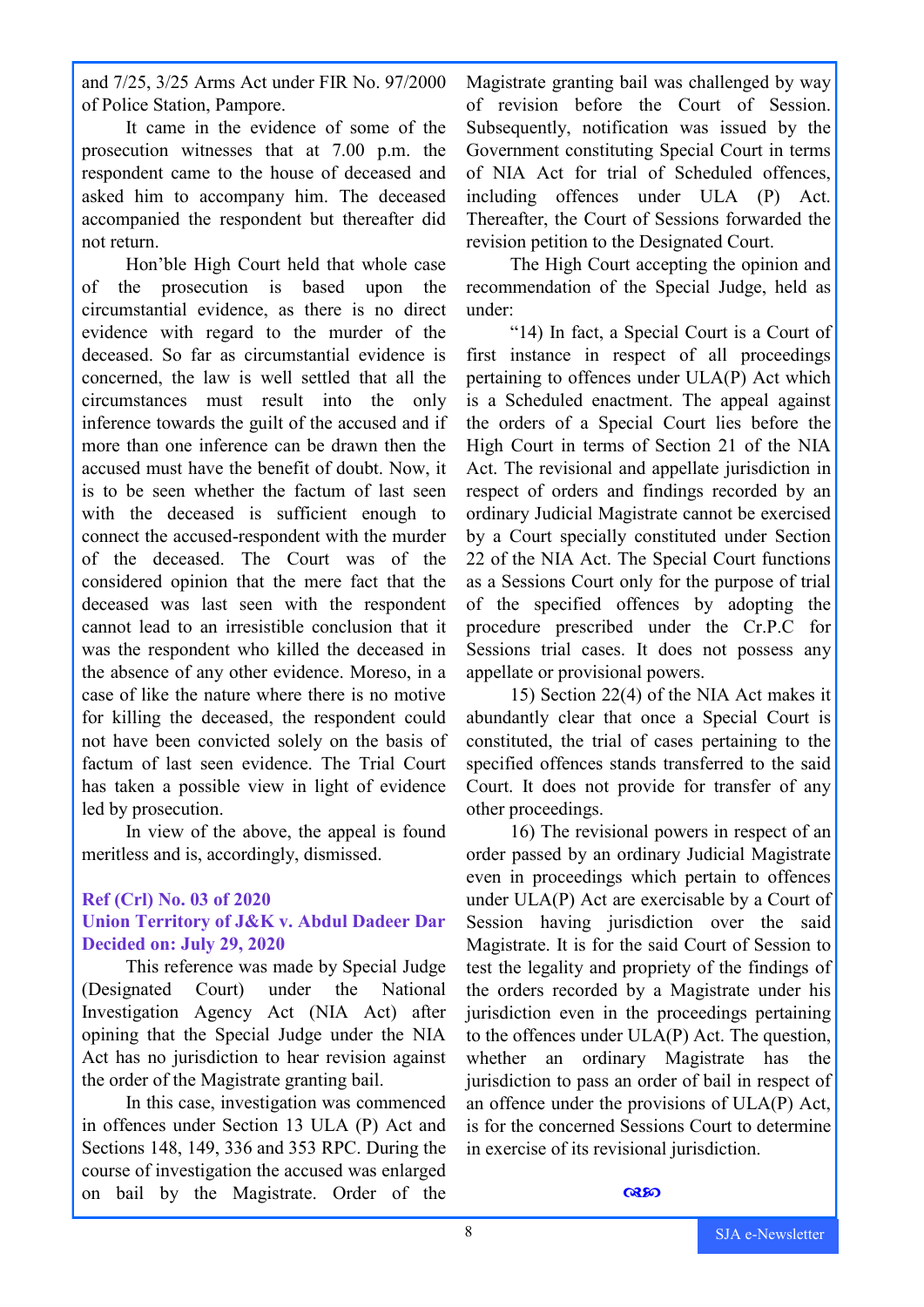and 7/25, 3/25 Arms Act under FIR No. 97/2000 of Police Station, Pampore.

It came in the evidence of some of the prosecution witnesses that at 7.00 p.m. the respondent came to the house of deceased and asked him to accompany him. The deceased accompanied the respondent but thereafter did not return.

Hon'ble High Court held that whole case of the prosecution is based upon the circumstantial evidence, as there is no direct evidence with regard to the murder of the deceased. So far as circumstantial evidence is concerned, the law is well settled that all the circumstances must result into the only inference towards the guilt of the accused and if more than one inference can be drawn then the accused must have the benefit of doubt. Now, it is to be seen whether the factum of last seen with the deceased is sufficient enough to connect the accused-respondent with the murder of the deceased. The Court was of the considered opinion that the mere fact that the deceased was last seen with the respondent cannot lead to an irresistible conclusion that it was the respondent who killed the deceased in the absence of any other evidence. Moreso, in a case of like the nature where there is no motive for killing the deceased, the respondent could not have been convicted solely on the basis of factum of last seen evidence. The Trial Court has taken a possible view in light of evidence led by prosecution.

In view of the above, the appeal is found meritless and is, accordingly, dismissed.

### Ref (Crl) No. 03 of 2020
### Union Territory of J&K v. Abdul Dadeer Dar
### Decided on: July 29, 2020

This reference was made by Special Judge (Designated Court) under the National Investigation Agency Act (NIA Act) after opining that the Special Judge under the NIA Act has no jurisdiction to hear revision against the order of the Magistrate granting bail.

In this case, investigation was commenced in offences under Section 13 ULA (P) Act and Sections 148, 149, 336 and 353 RPC. During the course of investigation the accused was enlarged on bail by the Magistrate. Order of the Magistrate granting bail was challenged by way of revision before the Court of Session. Subsequently, notification was issued by the Government constituting Special Court in terms of NIA Act for trial of Scheduled offences, including offences under ULA (P) Act. Thereafter, the Court of Sessions forwarded the revision petition to the Designated Court.

The High Court accepting the opinion and recommendation of the Special Judge, held as under:

"14) In fact, a Special Court is a Court of first instance in respect of all proceedings pertaining to offences under ULA(P) Act which is a Scheduled enactment. The appeal against the orders of a Special Court lies before the High Court in terms of Section 21 of the NIA Act. The revisional and appellate jurisdiction in respect of orders and findings recorded by an ordinary Judicial Magistrate cannot be exercised by a Court specially constituted under Section 22 of the NIA Act. The Special Court functions as a Sessions Court only for the purpose of trial of the specified offences by adopting the procedure prescribed under the Cr.P.C for Sessions trial cases. It does not possess any appellate or provisional powers.

15) Section 22(4) of the NIA Act makes it abundantly clear that once a Special Court is constituted, the trial of cases pertaining to the specified offences stands transferred to the said Court. It does not provide for transfer of any other proceedings.

16) The revisional powers in respect of an order passed by an ordinary Judicial Magistrate even in proceedings which pertain to offences under ULA(P) Act are exercisable by a Court of Session having jurisdiction over the said Magistrate. It is for the said Court of Session to test the legality and propriety of the findings of the orders recorded by a Magistrate under his jurisdiction even in the proceedings pertaining to the offences under ULA(P) Act. The question, whether an ordinary Magistrate has the jurisdiction to pass an order of bail in respect of an offence under the provisions of ULA(P) Act, is for the concerned Sessions Court to determine in exercise of its revisional jurisdiction.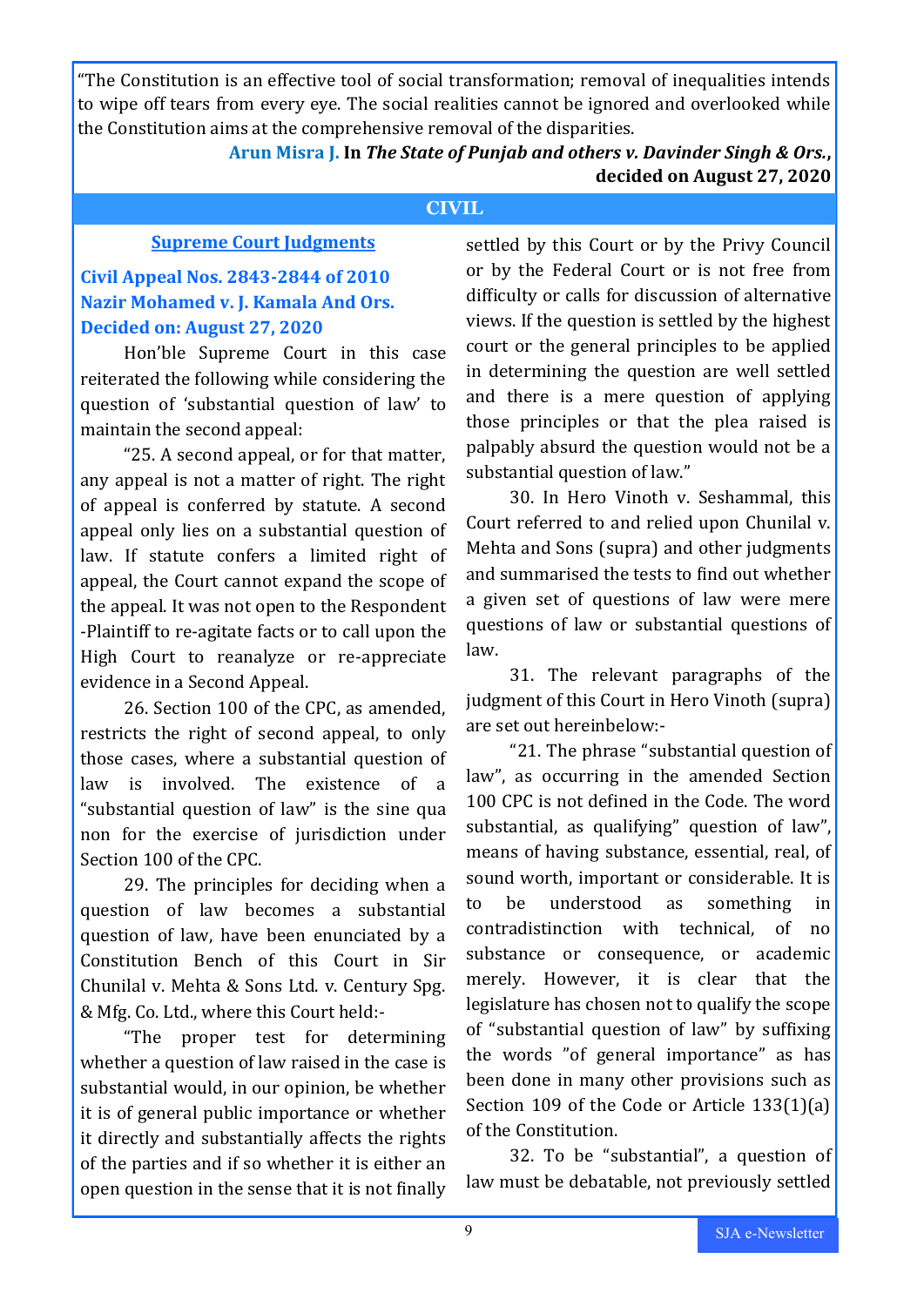"The Constitution is an effective tool of social transformation; removal of inequalities intends to wipe off tears from every eye. The social realities cannot be ignored and overlooked while the Constitution aims at the comprehensive removal of the disparities.

**Arun Misra J. In *The State of Punjab and others v. Davinder Singh & Ors.*, decided on August 27, 2020**

## CIVIL

### Supreme Court Judgments

### Civil Appeal Nos. 2843-2844 of 2010
### Nazir Mohamed v. J. Kamala And Ors.
### Decided on: August 27, 2020

Hon'ble Supreme Court in this case reiterated the following while considering the question of 'substantial question of law' to maintain the second appeal:

"25. A second appeal, or for that matter, any appeal is not a matter of right. The right of appeal is conferred by statute. A second appeal only lies on a substantial question of law. If statute confers a limited right of appeal, the Court cannot expand the scope of the appeal. It was not open to the Respondent -Plaintiff to re-agitate facts or to call upon the High Court to reanalyze or re-appreciate evidence in a Second Appeal.

26. Section 100 of the CPC, as amended, restricts the right of second appeal, to only those cases, where a substantial question of law is involved. The existence of a "substantial question of law" is the sine qua non for the exercise of jurisdiction under Section 100 of the CPC.

29. The principles for deciding when a question of law becomes a substantial question of law, have been enunciated by a Constitution Bench of this Court in Sir Chunilal v. Mehta & Sons Ltd. v. Century Spg. & Mfg. Co. Ltd., where this Court held:-

"The proper test for determining whether a question of law raised in the case is substantial would, in our opinion, be whether it is of general public importance or whether it directly and substantially affects the rights of the parties and if so whether it is either an open question in the sense that it is not finally settled by this Court or by the Privy Council or by the Federal Court or is not free from difficulty or calls for discussion of alternative views. If the question is settled by the highest court or the general principles to be applied in determining the question are well settled and there is a mere question of applying those principles or that the plea raised is palpably absurd the question would not be a substantial question of law."

30. In Hero Vinoth v. Seshammal, this Court referred to and relied upon Chunilal v. Mehta and Sons (supra) and other judgments and summarised the tests to find out whether a given set of questions of law were mere questions of law or substantial questions of law.

31. The relevant paragraphs of the judgment of this Court in Hero Vinoth (supra) are set out hereinbelow:-

"21. The phrase "substantial question of law", as occurring in the amended Section 100 CPC is not defined in the Code. The word substantial, as qualifying" question of law", means of having substance, essential, real, of sound worth, important or considerable. It is to be understood as something in contradistinction with technical, of no substance or consequence, or academic merely. However, it is clear that the legislature has chosen not to qualify the scope of "substantial question of law" by suffixing the words "of general importance" as has been done in many other provisions such as Section 109 of the Code or Article 133(1)(a) of the Constitution.

32. To be "substantial", a question of law must be debatable, not previously settled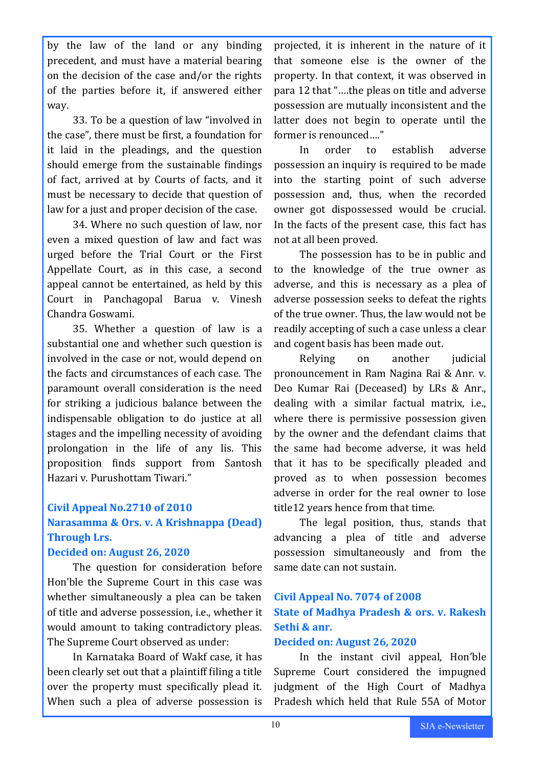by the law of the land or any binding precedent, and must have a material bearing on the decision of the case and/or the rights of the parties before it, if answered either way.

33. To be a question of law "involved in the case", there must be first, a foundation for it laid in the pleadings, and the question should emerge from the sustainable findings of fact, arrived at by Courts of facts, and it must be necessary to decide that question of law for a just and proper decision of the case.

34. Where no such question of law, nor even a mixed question of law and fact was urged before the Trial Court or the First Appellate Court, as in this case, a second appeal cannot be entertained, as held by this Court in Panchagopal Barua v. Vinesh Chandra Goswami.

35. Whether a question of law is a substantial one and whether such question is involved in the case or not, would depend on the facts and circumstances of each case. The paramount overall consideration is the need for striking a judicious balance between the indispensable obligation to do justice at all stages and the impelling necessity of avoiding prolongation in the life of any lis. This proposition finds support from Santosh Hazari v. Purushottam Tiwari."

### Civil Appeal No.2710 of 2010
### Narasamma & Ors. v. A Krishnappa (Dead) Through Lrs.
### Decided on: August 26, 2020

The question for consideration before Hon'ble the Supreme Court in this case was whether simultaneously a plea can be taken of title and adverse possession, i.e., whether it would amount to taking contradictory pleas. The Supreme Court observed as under:

In Karnataka Board of Wakf case, it has been clearly set out that a plaintiff filing a title over the property must specifically plead it. When such a plea of adverse possession is projected, it is inherent in the nature of it that someone else is the owner of the property. In that context, it was observed in para 12 that "….the pleas on title and adverse possession are mutually inconsistent and the latter does not begin to operate until the former is renounced…."

In order to establish adverse possession an inquiry is required to be made into the starting point of such adverse possession and, thus, when the recorded owner got dispossessed would be crucial. In the facts of the present case, this fact has not at all been proved.

The possession has to be in public and to the knowledge of the true owner as adverse, and this is necessary as a plea of adverse possession seeks to defeat the rights of the true owner. Thus, the law would not be readily accepting of such a case unless a clear and cogent basis has been made out.

Relying on another judicial pronouncement in Ram Nagina Rai & Anr. v. Deo Kumar Rai (Deceased) by LRs & Anr., dealing with a similar factual matrix, i.e., where there is permissive possession given by the owner and the defendant claims that the same had become adverse, it was held that it has to be specifically pleaded and proved as to when possession becomes adverse in order for the real owner to lose title12 years hence from that time.

The legal position, thus, stands that advancing a plea of title and adverse possession simultaneously and from the same date can not sustain.

### Civil Appeal No. 7074 of 2008
### State of Madhya Pradesh & ors. v. Rakesh Sethi & anr.
### Decided on: August 26, 2020

In the instant civil appeal, Hon'ble Supreme Court considered the impugned judgment of the High Court of Madhya Pradesh which held that Rule 55A of Motor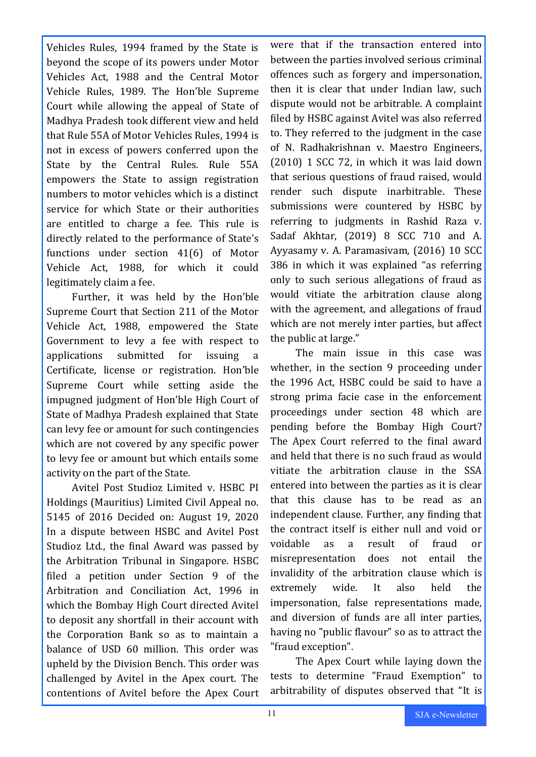Vehicles Rules, 1994 framed by the State is beyond the scope of its powers under Motor Vehicles Act, 1988 and the Central Motor Vehicle Rules, 1989. The Hon'ble Supreme Court while allowing the appeal of State of Madhya Pradesh took different view and held that Rule 55A of Motor Vehicles Rules, 1994 is not in excess of powers conferred upon the State by the Central Rules. Rule 55A empowers the State to assign registration numbers to motor vehicles which is a distinct service for which State or their authorities are entitled to charge a fee. This rule is directly related to the performance of State's functions under section 41(6) of Motor Vehicle Act, 1988, for which it could legitimately claim a fee.

Further, it was held by the Hon'ble Supreme Court that Section 211 of the Motor Vehicle Act, 1988, empowered the State Government to levy a fee with respect to applications submitted for issuing a Certificate, license or registration. Hon'ble Supreme Court while setting aside the impugned judgment of Hon'ble High Court of State of Madhya Pradesh explained that State can levy fee or amount for such contingencies which are not covered by any specific power to levy fee or amount but which entails some activity on the part of the State.

Avitel Post Studioz Limited v. HSBC PI Holdings (Mauritius) Limited Civil Appeal no. 5145 of 2016 Decided on: August 19, 2020 In a dispute between HSBC and Avitel Post Studioz Ltd., the final Award was passed by the Arbitration Tribunal in Singapore. HSBC filed a petition under Section 9 of the Arbitration and Conciliation Act, 1996 in which the Bombay High Court directed Avitel to deposit any shortfall in their account with the Corporation Bank so as to maintain a balance of USD 60 million. This order was upheld by the Division Bench. This order was challenged by Avitel in the Apex court. The contentions of Avitel before the Apex Court were that if the transaction entered into between the parties involved serious criminal offences such as forgery and impersonation, then it is clear that under Indian law, such dispute would not be arbitrable. A complaint filed by HSBC against Avitel was also referred to. They referred to the judgment in the case of N. Radhakrishnan v. Maestro Engineers, (2010) 1 SCC 72, in which it was laid down that serious questions of fraud raised, would render such dispute inarbitrable. These submissions were countered by HSBC by referring to judgments in Rashid Raza v. Sadaf Akhtar, (2019) 8 SCC 710 and A. Ayyasamy v. A. Paramasivam, (2016) 10 SCC 386 in which it was explained "as referring only to such serious allegations of fraud as would vitiate the arbitration clause along with the agreement, and allegations of fraud which are not merely inter parties, but affect the public at large."

The main issue in this case was whether, in the section 9 proceeding under the 1996 Act, HSBC could be said to have a strong prima facie case in the enforcement proceedings under section 48 which are pending before the Bombay High Court? The Apex Court referred to the final award and held that there is no such fraud as would vitiate the arbitration clause in the SSA entered into between the parties as it is clear that this clause has to be read as an independent clause. Further, any finding that the contract itself is either null and void or voidable as a result of fraud or misrepresentation does not entail the invalidity of the arbitration clause which is extremely wide. It also held the impersonation, false representations made, and diversion of funds are all inter parties, having no "public flavour" so as to attract the "fraud exception".

The Apex Court while laying down the tests to determine "Fraud Exemption" to arbitrability of disputes observed that "It is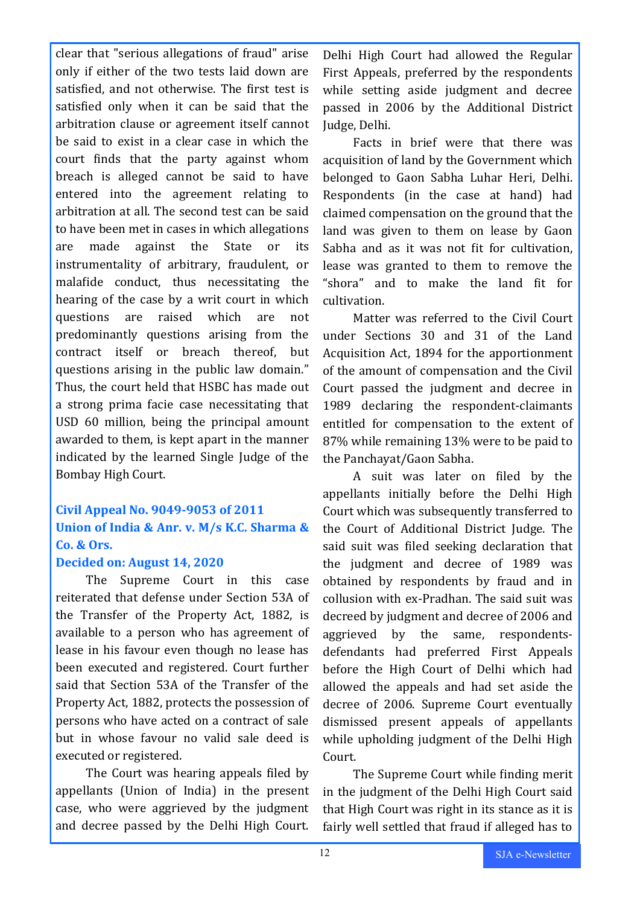clear that "serious allegations of fraud" arise only if either of the two tests laid down are satisfied, and not otherwise. The first test is satisfied only when it can be said that the arbitration clause or agreement itself cannot be said to exist in a clear case in which the court finds that the party against whom breach is alleged cannot be said to have entered into the agreement relating to arbitration at all. The second test can be said to have been met in cases in which allegations are made against the State or its instrumentality of arbitrary, fraudulent, or malafide conduct, thus necessitating the hearing of the case by a writ court in which questions are raised which are not predominantly questions arising from the contract itself or breach thereof, but questions arising in the public law domain." Thus, the court held that HSBC has made out a strong prima facie case necessitating that USD 60 million, being the principal amount awarded to them, is kept apart in the manner indicated by the learned Single Judge of the Bombay High Court.

**Civil Appeal No. 9049-9053 of 2011**
**Union of India & Anr. v. M/s K.C. Sharma & Co. & Ors.**
**Decided on: August 14, 2020**

The Supreme Court in this case reiterated that defense under Section 53A of the Transfer of the Property Act, 1882, is available to a person who has agreement of lease in his favour even though no lease has been executed and registered. Court further said that Section 53A of the Transfer of the Property Act, 1882, protects the possession of persons who have acted on a contract of sale but in whose favour no valid sale deed is executed or registered.

The Court was hearing appeals filed by appellants (Union of India) in the present case, who were aggrieved by the judgment and decree passed by the Delhi High Court. Delhi High Court had allowed the Regular First Appeals, preferred by the respondents while setting aside judgment and decree passed in 2006 by the Additional District Judge, Delhi.

Facts in brief were that there was acquisition of land by the Government which belonged to Gaon Sabha Luhar Heri, Delhi. Respondents (in the case at hand) had claimed compensation on the ground that the land was given to them on lease by Gaon Sabha and as it was not fit for cultivation, lease was granted to them to remove the "shora" and to make the land fit for cultivation.

Matter was referred to the Civil Court under Sections 30 and 31 of the Land Acquisition Act, 1894 for the apportionment of the amount of compensation and the Civil Court passed the judgment and decree in 1989 declaring the respondent-claimants entitled for compensation to the extent of 87% while remaining 13% were to be paid to the Panchayat/Gaon Sabha.

A suit was later on filed by the appellants initially before the Delhi High Court which was subsequently transferred to the Court of Additional District Judge. The said suit was filed seeking declaration that the judgment and decree of 1989 was obtained by respondents by fraud and in collusion with ex-Pradhan. The said suit was decreed by judgment and decree of 2006 and aggrieved by the same, respondents-defendants had preferred First Appeals before the High Court of Delhi which had allowed the appeals and had set aside the decree of 2006. Supreme Court eventually dismissed present appeals of appellants while upholding judgment of the Delhi High Court.

The Supreme Court while finding merit in the judgment of the Delhi High Court said that High Court was right in its stance as it is fairly well settled that fraud if alleged has to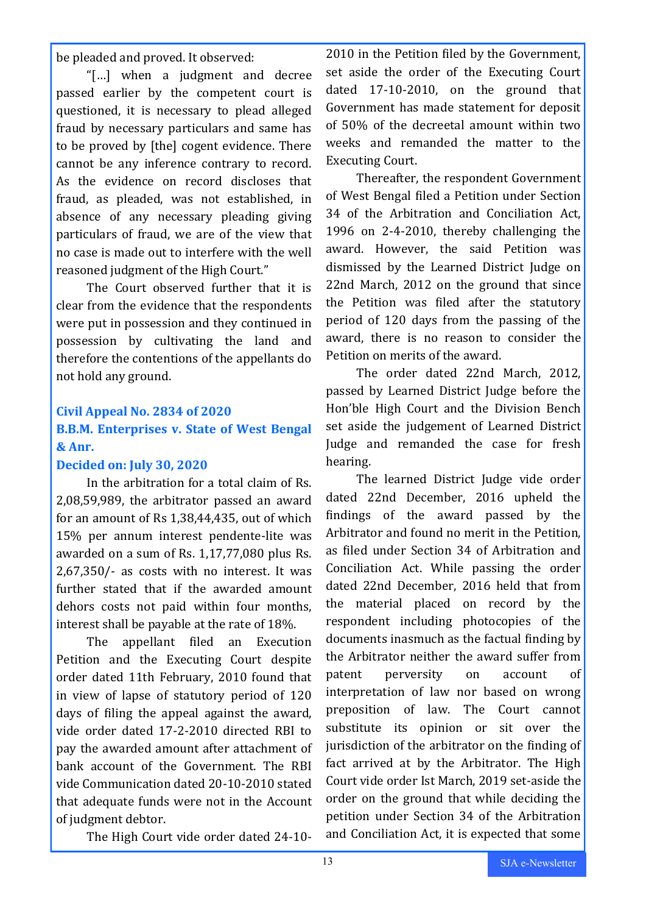be pleaded and proved. It observed:

"[…] when a judgment and decree passed earlier by the competent court is questioned, it is necessary to plead alleged fraud by necessary particulars and same has to be proved by [the] cogent evidence. There cannot be any inference contrary to record. As the evidence on record discloses that fraud, as pleaded, was not established, in absence of any necessary pleading giving particulars of fraud, we are of the view that no case is made out to interfere with the well reasoned judgment of the High Court."

The Court observed further that it is clear from the evidence that the respondents were put in possession and they continued in possession by cultivating the land and therefore the contentions of the appellants do not hold any ground.

### Civil Appeal No. 2834 of 2020
### B.B.M. Enterprises v. State of West Bengal & Anr.
### Decided on: July 30, 2020

In the arbitration for a total claim of Rs. 2,08,59,989, the arbitrator passed an award for an amount of Rs 1,38,44,435, out of which 15% per annum interest pendente-lite was awarded on a sum of Rs. 1,17,77,080 plus Rs. 2,67,350/- as costs with no interest. It was further stated that if the awarded amount dehors costs not paid within four months, interest shall be payable at the rate of 18%.

The appellant filed an Execution Petition and the Executing Court despite order dated 11th February, 2010 found that in view of lapse of statutory period of 120 days of filing the appeal against the award, vide order dated 17-2-2010 directed RBI to pay the awarded amount after attachment of bank account of the Government. The RBI vide Communication dated 20-10-2010 stated that adequate funds were not in the Account of judgment debtor.

The High Court vide order dated 24-10-2010 in the Petition filed by the Government, set aside the order of the Executing Court dated 17-10-2010, on the ground that Government has made statement for deposit of 50% of the decreetal amount within two weeks and remanded the matter to the Executing Court.

Thereafter, the respondent Government of West Bengal filed a Petition under Section 34 of the Arbitration and Conciliation Act, 1996 on 2-4-2010, thereby challenging the award. However, the said Petition was dismissed by the Learned District Judge on 22nd March, 2012 on the ground that since the Petition was filed after the statutory period of 120 days from the passing of the award, there is no reason to consider the Petition on merits of the award.

The order dated 22nd March, 2012, passed by Learned District Judge before the Hon'ble High Court and the Division Bench set aside the judgement of Learned District Judge and remanded the case for fresh hearing.

The learned District Judge vide order dated 22nd December, 2016 upheld the findings of the award passed by the Arbitrator and found no merit in the Petition, as filed under Section 34 of Arbitration and Conciliation Act. While passing the order dated 22nd December, 2016 held that from the material placed on record by the respondent including photocopies of the documents inasmuch as the factual finding by the Arbitrator neither the award suffer from patent perversity on account of interpretation of law nor based on wrong preposition of law. The Court cannot substitute its opinion or sit over the jurisdiction of the arbitrator on the finding of fact arrived at by the Arbitrator. The High Court vide order Ist March, 2019 set-aside the order on the ground that while deciding the petition under Section 34 of the Arbitration and Conciliation Act, it is expected that some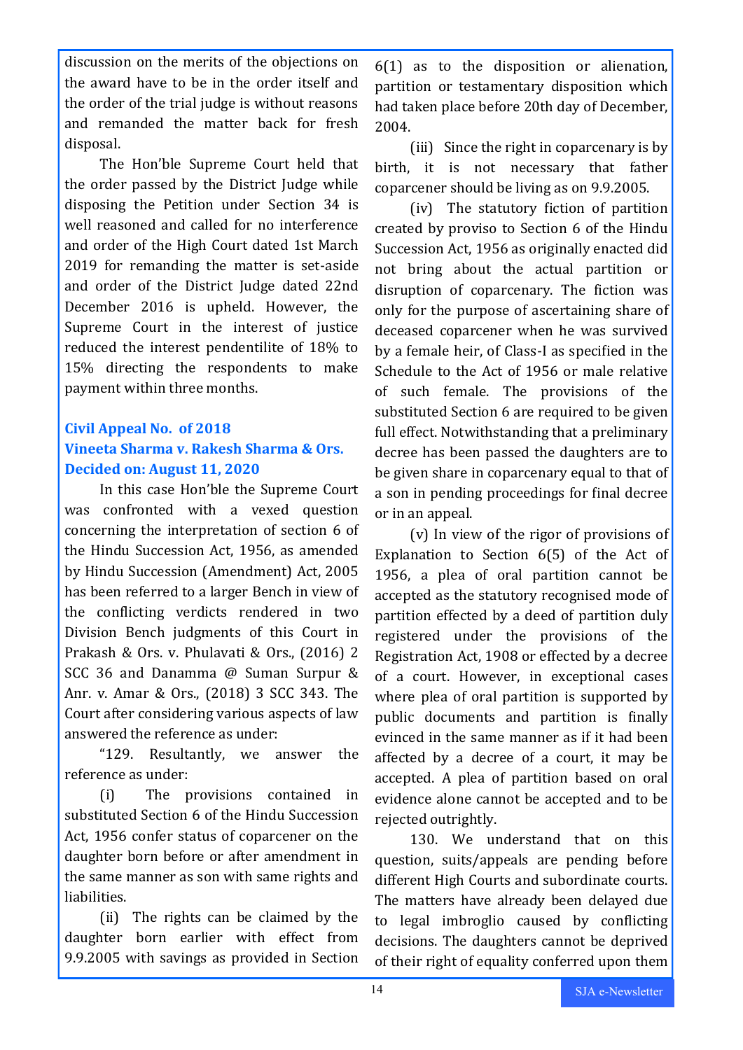discussion on the merits of the objections on the award have to be in the order itself and the order of the trial judge is without reasons and remanded the matter back for fresh disposal.

The Hon'ble Supreme Court held that the order passed by the District Judge while disposing the Petition under Section 34 is well reasoned and called for no interference and order of the High Court dated 1st March 2019 for remanding the matter is set-aside and order of the District Judge dated 22nd December 2016 is upheld. However, the Supreme Court in the interest of justice reduced the interest pendentilite of 18% to 15% directing the respondents to make payment within three months.

### Civil Appeal No. of 2018
### Vineeta Sharma v. Rakesh Sharma & Ors.
### Decided on: August 11, 2020

In this case Hon'ble the Supreme Court was confronted with a vexed question concerning the interpretation of section 6 of the Hindu Succession Act, 1956, as amended by Hindu Succession (Amendment) Act, 2005 has been referred to a larger Bench in view of the conflicting verdicts rendered in two Division Bench judgments of this Court in Prakash & Ors. v. Phulavati & Ors., (2016) 2 SCC 36 and Danamma @ Suman Surpur & Anr. v. Amar & Ors., (2018) 3 SCC 343. The Court after considering various aspects of law answered the reference as under:

"129. Resultantly, we answer the reference as under:

(i) The provisions contained in substituted Section 6 of the Hindu Succession Act, 1956 confer status of coparcener on the daughter born before or after amendment in the same manner as son with same rights and liabilities.

(ii) The rights can be claimed by the daughter born earlier with effect from 9.9.2005 with savings as provided in Section 6(1) as to the disposition or alienation, partition or testamentary disposition which had taken place before 20th day of December, 2004.

(iii) Since the right in coparcenary is by birth, it is not necessary that father coparcener should be living as on 9.9.2005.

(iv) The statutory fiction of partition created by proviso to Section 6 of the Hindu Succession Act, 1956 as originally enacted did not bring about the actual partition or disruption of coparcenary. The fiction was only for the purpose of ascertaining share of deceased coparcener when he was survived by a female heir, of Class-I as specified in the Schedule to the Act of 1956 or male relative of such female. The provisions of the substituted Section 6 are required to be given full effect. Notwithstanding that a preliminary decree has been passed the daughters are to be given share in coparcenary equal to that of a son in pending proceedings for final decree or in an appeal.

(v) In view of the rigor of provisions of Explanation to Section 6(5) of the Act of 1956, a plea of oral partition cannot be accepted as the statutory recognised mode of partition effected by a deed of partition duly registered under the provisions of the Registration Act, 1908 or effected by a decree of a court. However, in exceptional cases where plea of oral partition is supported by public documents and partition is finally evinced in the same manner as if it had been affected by a decree of a court, it may be accepted. A plea of partition based on oral evidence alone cannot be accepted and to be rejected outrightly.

130. We understand that on this question, suits/appeals are pending before different High Courts and subordinate courts. The matters have already been delayed due to legal imbroglio caused by conflicting decisions. The daughters cannot be deprived of their right of equality conferred upon them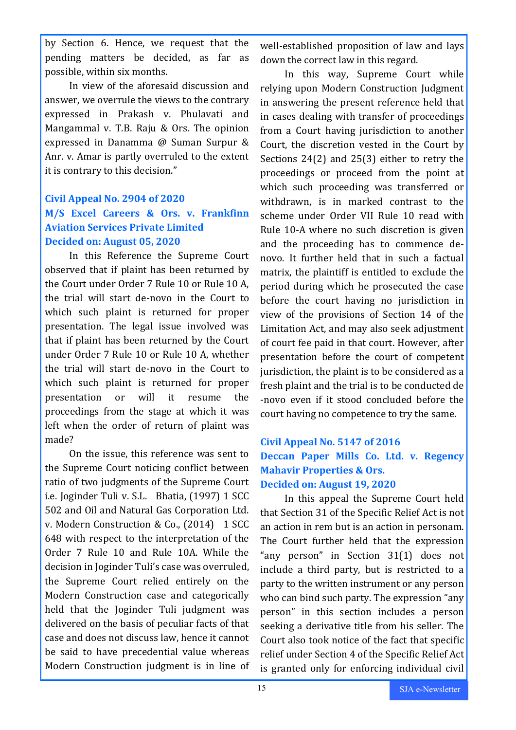by Section 6. Hence, we request that the pending matters be decided, as far as possible, within six months.

In view of the aforesaid discussion and answer, we overrule the views to the contrary expressed in Prakash v. Phulavati and Mangammal v. T.B. Raju & Ors. The opinion expressed in Danamma @ Suman Surpur & Anr. v. Amar is partly overruled to the extent it is contrary to this decision."

### Civil Appeal No. 2904 of 2020
### M/S Excel Careers & Ors. v. Frankfinn Aviation Services Private Limited
### Decided on: August 05, 2020

In this Reference the Supreme Court observed that if plaint has been returned by the Court under Order 7 Rule 10 or Rule 10 A, the trial will start de-novo in the Court to which such plaint is returned for proper presentation. The legal issue involved was that if plaint has been returned by the Court under Order 7 Rule 10 or Rule 10 A, whether the trial will start de-novo in the Court to which such plaint is returned for proper presentation or will it resume the proceedings from the stage at which it was left when the order of return of plaint was made?

On the issue, this reference was sent to the Supreme Court noticing conflict between ratio of two judgments of the Supreme Court i.e. Joginder Tuli v. S.L. Bhatia, (1997) 1 SCC 502 and Oil and Natural Gas Corporation Ltd. v. Modern Construction & Co., (2014) 1 SCC 648 with respect to the interpretation of the Order 7 Rule 10 and Rule 10A. While the decision in Joginder Tuli's case was overruled, the Supreme Court relied entirely on the Modern Construction case and categorically held that the Joginder Tuli judgment was delivered on the basis of peculiar facts of that case and does not discuss law, hence it cannot be said to have precedential value whereas Modern Construction judgment is in line of well-established proposition of law and lays down the correct law in this regard.

In this way, Supreme Court while relying upon Modern Construction Judgment in answering the present reference held that in cases dealing with transfer of proceedings from a Court having jurisdiction to another Court, the discretion vested in the Court by Sections 24(2) and 25(3) either to retry the proceedings or proceed from the point at which such proceeding was transferred or withdrawn, is in marked contrast to the scheme under Order VII Rule 10 read with Rule 10-A where no such discretion is given and the proceeding has to commence de-novo. It further held that in such a factual matrix, the plaintiff is entitled to exclude the period during which he prosecuted the case before the court having no jurisdiction in view of the provisions of Section 14 of the Limitation Act, and may also seek adjustment of court fee paid in that court. However, after presentation before the court of competent jurisdiction, the plaint is to be considered as a fresh plaint and the trial is to be conducted de -novo even if it stood concluded before the court having no competence to try the same.

### Civil Appeal No. 5147 of 2016
### Deccan Paper Mills Co. Ltd. v. Regency Mahavir Properties & Ors.
### Decided on: August 19, 2020

In this appeal the Supreme Court held that Section 31 of the Specific Relief Act is not an action in rem but is an action in personam. The Court further held that the expression "any person" in Section 31(1) does not include a third party, but is restricted to a party to the written instrument or any person who can bind such party. The expression "any person" in this section includes a person seeking a derivative title from his seller. The Court also took notice of the fact that specific relief under Section 4 of the Specific Relief Act is granted only for enforcing individual civil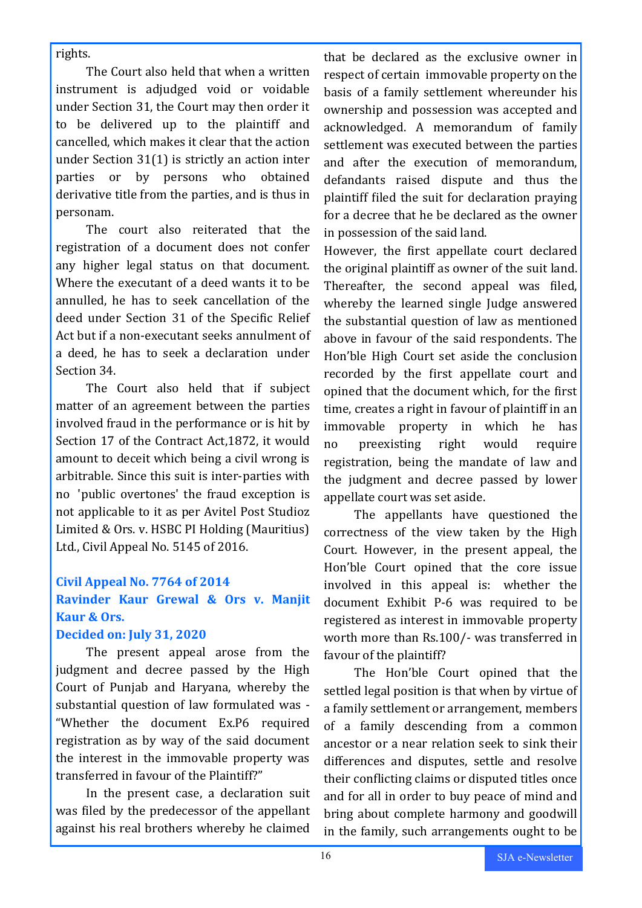rights.

The Court also held that when a written instrument is adjudged void or voidable under Section 31, the Court may then order it to be delivered up to the plaintiff and cancelled, which makes it clear that the action under Section 31(1) is strictly an action inter parties or by persons who obtained derivative title from the parties, and is thus in personam.

The court also reiterated that the registration of a document does not confer any higher legal status on that document. Where the executant of a deed wants it to be annulled, he has to seek cancellation of the deed under Section 31 of the Specific Relief Act but if a non-executant seeks annulment of a deed, he has to seek a declaration under Section 34.

The Court also held that if subject matter of an agreement between the parties involved fraud in the performance or is hit by Section 17 of the Contract Act,1872, it would amount to deceit which being a civil wrong is arbitrable. Since this suit is inter-parties with no 'public overtones' the fraud exception is not applicable to it as per Avitel Post Studioz Limited & Ors. v. HSBC PI Holding (Mauritius) Ltd., Civil Appeal No. 5145 of 2016.

### Civil Appeal No. 7764 of 2014
### Ravinder Kaur Grewal & Ors v. Manjit Kaur & Ors.
### Decided on: July 31, 2020

The present appeal arose from the judgment and decree passed by the High Court of Punjab and Haryana, whereby the substantial question of law formulated was - "Whether the document Ex.P6 required registration as by way of the said document the interest in the immovable property was transferred in favour of the Plaintiff?"

In the present case, a declaration suit was filed by the predecessor of the appellant against his real brothers whereby he claimed that be declared as the exclusive owner in respect of certain immovable property on the basis of a family settlement whereunder his ownership and possession was accepted and acknowledged. A memorandum of family settlement was executed between the parties and after the execution of memorandum, defandants raised dispute and thus the plaintiff filed the suit for declaration praying for a decree that he be declared as the owner in possession of the said land.

However, the first appellate court declared the original plaintiff as owner of the suit land. Thereafter, the second appeal was filed, whereby the learned single Judge answered the substantial question of law as mentioned above in favour of the said respondents. The Hon'ble High Court set aside the conclusion recorded by the first appellate court and opined that the document which, for the first time, creates a right in favour of plaintiff in an immovable property in which he has no preexisting right would require registration, being the mandate of law and the judgment and decree passed by lower appellate court was set aside.

The appellants have questioned the correctness of the view taken by the High Court. However, in the present appeal, the Hon'ble Court opined that the core issue involved in this appeal is: whether the document Exhibit P-6 was required to be registered as interest in immovable property worth more than Rs.100/- was transferred in favour of the plaintiff?

The Hon'ble Court opined that the settled legal position is that when by virtue of a family settlement or arrangement, members of a family descending from a common ancestor or a near relation seek to sink their differences and disputes, settle and resolve their conflicting claims or disputed titles once and for all in order to buy peace of mind and bring about complete harmony and goodwill in the family, such arrangements ought to be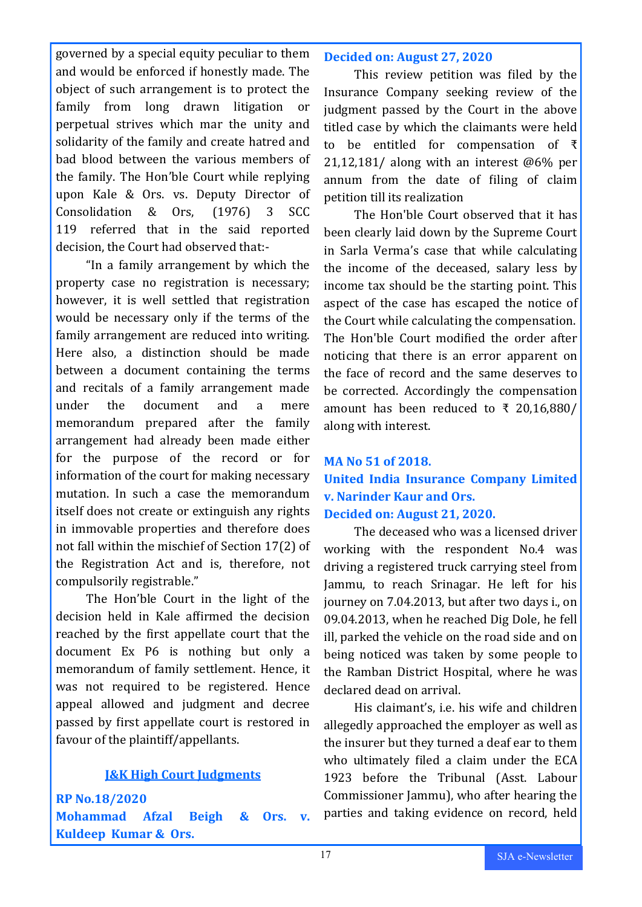governed by a special equity peculiar to them and would be enforced if honestly made. The object of such arrangement is to protect the family from long drawn litigation or perpetual strives which mar the unity and solidarity of the family and create hatred and bad blood between the various members of the family. The Hon'ble Court while replying upon Kale & Ors. vs. Deputy Director of Consolidation & Ors, (1976) 3 SCC 119 referred that in the said reported decision, the Court had observed that:-

"In a family arrangement by which the property case no registration is necessary; however, it is well settled that registration would be necessary only if the terms of the family arrangement are reduced into writing. Here also, a distinction should be made between a document containing the terms and recitals of a family arrangement made under the document and a mere memorandum prepared after the family arrangement had already been made either for the purpose of the record or for information of the court for making necessary mutation. In such a case the memorandum itself does not create or extinguish any rights in immovable properties and therefore does not fall within the mischief of Section 17(2) of the Registration Act and is, therefore, not compulsorily registrable."

The Hon'ble Court in the light of the decision held in Kale affirmed the decision reached by the first appellate court that the document Ex P6 is nothing but only a memorandum of family settlement. Hence, it was not required to be registered. Hence appeal allowed and judgment and decree passed by first appellate court is restored in favour of the plaintiff/appellants.

## J&K High Court Judgments

**RP No.18/2020**
**Mohammad Afzal Beigh & Ors. v. Kuldeep Kumar & Ors.**
**Decided on: August 27, 2020**

This review petition was filed by the Insurance Company seeking review of the judgment passed by the Court in the above titled case by which the claimants were held to be entitled for compensation of ₹ 21,12,181/ along with an interest @6% per annum from the date of filing of claim petition till its realization

The Hon'ble Court observed that it has been clearly laid down by the Supreme Court in Sarla Verma's case that while calculating the income of the deceased, salary less by income tax should be the starting point. This aspect of the case has escaped the notice of the Court while calculating the compensation. The Hon'ble Court modified the order after noticing that there is an error apparent on the face of record and the same deserves to be corrected. Accordingly the compensation amount has been reduced to ₹ 20,16,880/ along with interest.

**MA No 51 of 2018.**
**United India Insurance Company Limited v. Narinder Kaur and Ors.**
**Decided on: August 21, 2020.**

The deceased who was a licensed driver working with the respondent No.4 was driving a registered truck carrying steel from Jammu, to reach Srinagar. He left for his journey on 7.04.2013, but after two days i., on 09.04.2013, when he reached Dig Dole, he fell ill, parked the vehicle on the road side and on being noticed was taken by some people to the Ramban District Hospital, where he was declared dead on arrival.

His claimant's, i.e. his wife and children allegedly approached the employer as well as the insurer but they turned a deaf ear to them who ultimately filed a claim under the ECA 1923 before the Tribunal (Asst. Labour Commissioner Jammu), who after hearing the parties and taking evidence on record, held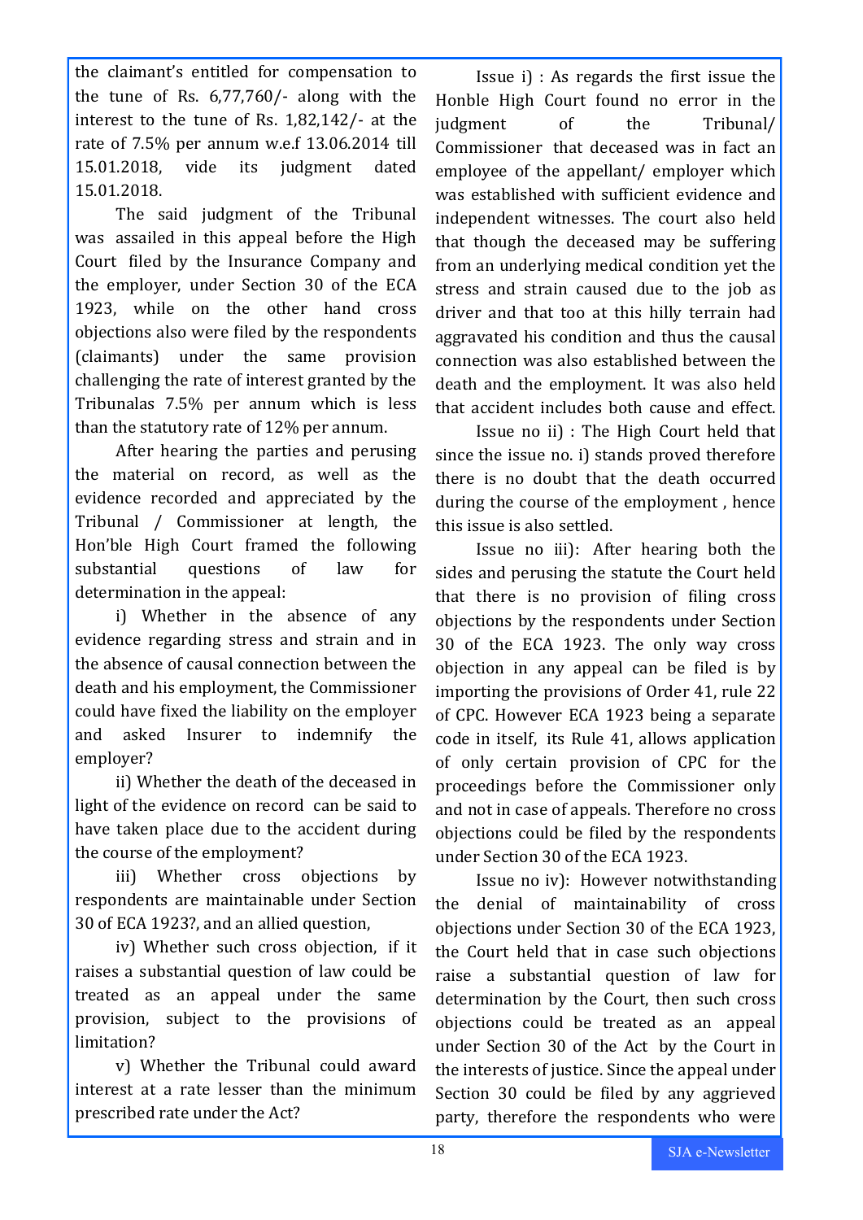the claimant's entitled for compensation to the tune of Rs. 6,77,760/- along with the interest to the tune of Rs. 1,82,142/- at the rate of 7.5% per annum w.e.f 13.06.2014 till 15.01.2018, vide its judgment dated 15.01.2018.

The said judgment of the Tribunal was assailed in this appeal before the High Court filed by the Insurance Company and the employer, under Section 30 of the ECA 1923, while on the other hand cross objections also were filed by the respondents (claimants) under the same provision challenging the rate of interest granted by the Tribunalas 7.5% per annum which is less than the statutory rate of 12% per annum.

After hearing the parties and perusing the material on record, as well as the evidence recorded and appreciated by the Tribunal / Commissioner at length, the Hon'ble High Court framed the following substantial questions of law for determination in the appeal:

i) Whether in the absence of any evidence regarding stress and strain and in the absence of causal connection between the death and his employment, the Commissioner could have fixed the liability on the employer and asked Insurer to indemnify the employer?

ii) Whether the death of the deceased in light of the evidence on record can be said to have taken place due to the accident during the course of the employment?

iii) Whether cross objections by respondents are maintainable under Section 30 of ECA 1923?, and an allied question,

iv) Whether such cross objection, if it raises a substantial question of law could be treated as an appeal under the same provision, subject to the provisions of limitation?

v) Whether the Tribunal could award interest at a rate lesser than the minimum prescribed rate under the Act?

Issue i) : As regards the first issue the Honble High Court found no error in the judgment of the Tribunal/ Commissioner that deceased was in fact an employee of the appellant/ employer which was established with sufficient evidence and independent witnesses. The court also held that though the deceased may be suffering from an underlying medical condition yet the stress and strain caused due to the job as driver and that too at this hilly terrain had aggravated his condition and thus the causal connection was also established between the death and the employment. It was also held that accident includes both cause and effect.

Issue no ii) : The High Court held that since the issue no. i) stands proved therefore there is no doubt that the death occurred during the course of the employment , hence this issue is also settled.

Issue no iii): After hearing both the sides and perusing the statute the Court held that there is no provision of filing cross objections by the respondents under Section 30 of the ECA 1923. The only way cross objection in any appeal can be filed is by importing the provisions of Order 41, rule 22 of CPC. However ECA 1923 being a separate code in itself, its Rule 41, allows application of only certain provision of CPC for the proceedings before the Commissioner only and not in case of appeals. Therefore no cross objections could be filed by the respondents under Section 30 of the ECA 1923.

Issue no iv): However notwithstanding the denial of maintainability of cross objections under Section 30 of the ECA 1923, the Court held that in case such objections raise a substantial question of law for determination by the Court, then such cross objections could be treated as an appeal under Section 30 of the Act by the Court in the interests of justice. Since the appeal under Section 30 could be filed by any aggrieved party, therefore the respondents who were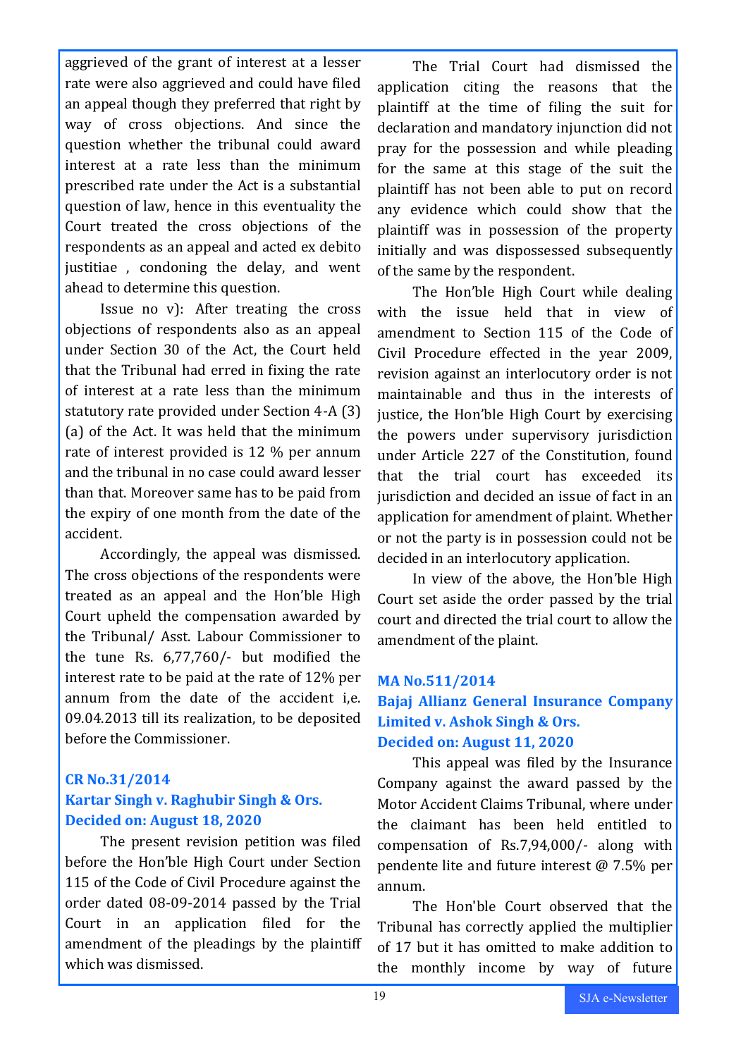aggrieved of the grant of interest at a lesser rate were also aggrieved and could have filed an appeal though they preferred that right by way of cross objections. And since the question whether the tribunal could award interest at a rate less than the minimum prescribed rate under the Act is a substantial question of law, hence in this eventuality the Court treated the cross objections of the respondents as an appeal and acted ex debito justitiae , condoning the delay, and went ahead to determine this question.

Issue no v): After treating the cross objections of respondents also as an appeal under Section 30 of the Act, the Court held that the Tribunal had erred in fixing the rate of interest at a rate less than the minimum statutory rate provided under Section 4-A (3) (a) of the Act. It was held that the minimum rate of interest provided is 12 % per annum and the tribunal in no case could award lesser than that. Moreover same has to be paid from the expiry of one month from the date of the accident.

Accordingly, the appeal was dismissed. The cross objections of the respondents were treated as an appeal and the Hon'ble High Court upheld the compensation awarded by the Tribunal/ Asst. Labour Commissioner to the tune Rs. 6,77,760/- but modified the interest rate to be paid at the rate of 12% per annum from the date of the accident i,e. 09.04.2013 till its realization, to be deposited before the Commissioner.

### CR No.31/2014
### Kartar Singh v. Raghubir Singh & Ors.
### Decided on: August 18, 2020

The present revision petition was filed before the Hon'ble High Court under Section 115 of the Code of Civil Procedure against the order dated 08-09-2014 passed by the Trial Court in an application filed for the amendment of the pleadings by the plaintiff which was dismissed.

The Trial Court had dismissed the application citing the reasons that the plaintiff at the time of filing the suit for declaration and mandatory injunction did not pray for the possession and while pleading for the same at this stage of the suit the plaintiff has not been able to put on record any evidence which could show that the plaintiff was in possession of the property initially and was dispossessed subsequently of the same by the respondent.

The Hon'ble High Court while dealing with the issue held that in view of amendment to Section 115 of the Code of Civil Procedure effected in the year 2009, revision against an interlocutory order is not maintainable and thus in the interests of justice, the Hon'ble High Court by exercising the powers under supervisory jurisdiction under Article 227 of the Constitution, found that the trial court has exceeded its jurisdiction and decided an issue of fact in an application for amendment of plaint. Whether or not the party is in possession could not be decided in an interlocutory application.

In view of the above, the Hon'ble High Court set aside the order passed by the trial court and directed the trial court to allow the amendment of the plaint.

### MA No.511/2014
### Bajaj Allianz General Insurance Company Limited v. Ashok Singh & Ors.
### Decided on: August 11, 2020

This appeal was filed by the Insurance Company against the award passed by the Motor Accident Claims Tribunal, where under the claimant has been held entitled to compensation of Rs.7,94,000/- along with pendente lite and future interest @ 7.5% per annum.

The Hon'ble Court observed that the Tribunal has correctly applied the multiplier of 17 but it has omitted to make addition to the monthly income by way of future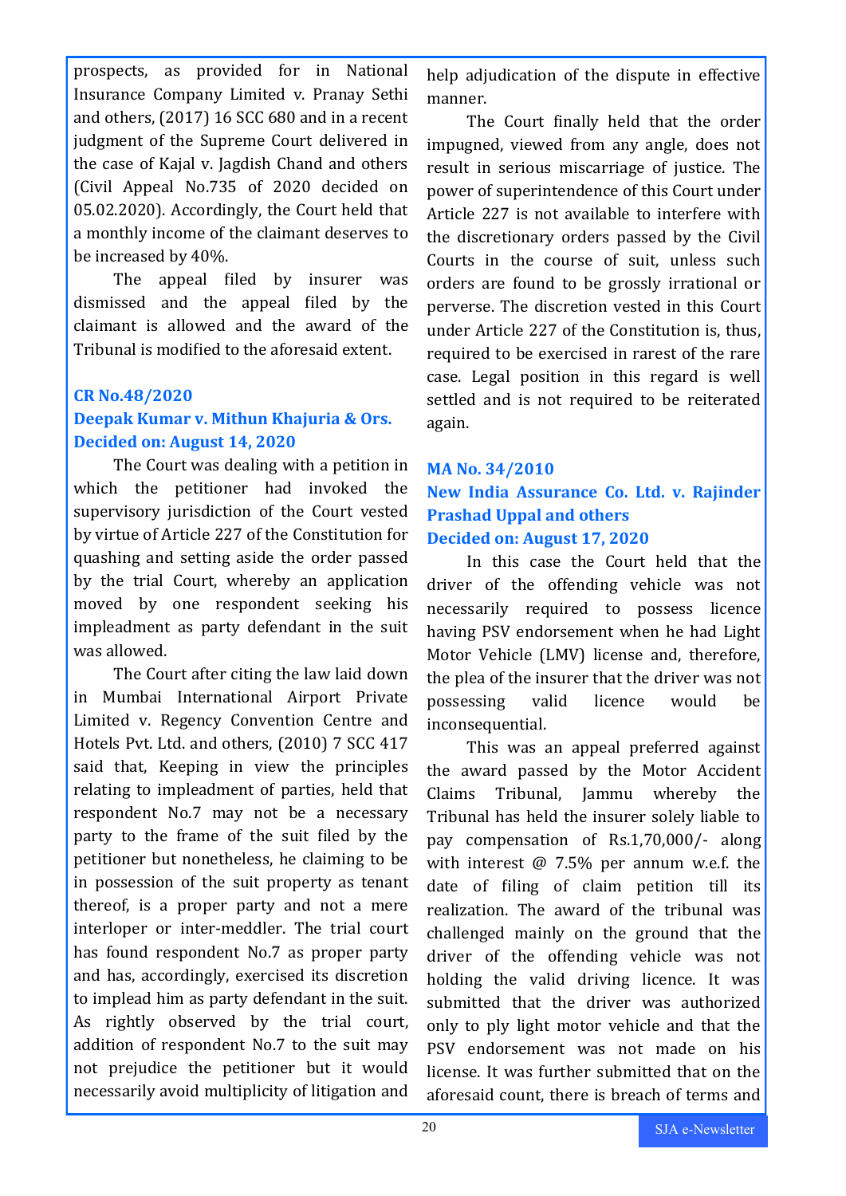prospects, as provided for in National Insurance Company Limited v. Pranay Sethi and others, (2017) 16 SCC 680 and in a recent judgment of the Supreme Court delivered in the case of Kajal v. Jagdish Chand and others (Civil Appeal No.735 of 2020 decided on 05.02.2020). Accordingly, the Court held that a monthly income of the claimant deserves to be increased by 40%.

The appeal filed by insurer was dismissed and the appeal filed by the claimant is allowed and the award of the Tribunal is modified to the aforesaid extent.

**CR No.48/2020**
**Deepak Kumar v. Mithun Khajuria & Ors.**
**Decided on: August 14, 2020**

The Court was dealing with a petition in which the petitioner had invoked the supervisory jurisdiction of the Court vested by virtue of Article 227 of the Constitution for quashing and setting aside the order passed by the trial Court, whereby an application moved by one respondent seeking his impleadment as party defendant in the suit was allowed.

The Court after citing the law laid down in Mumbai International Airport Private Limited v. Regency Convention Centre and Hotels Pvt. Ltd. and others, (2010) 7 SCC 417 said that, Keeping in view the principles relating to impleadment of parties, held that respondent No.7 may not be a necessary party to the frame of the suit filed by the petitioner but nonetheless, he claiming to be in possession of the suit property as tenant thereof, is a proper party and not a mere interloper or inter-meddler. The trial court has found respondent No.7 as proper party and has, accordingly, exercised its discretion to implead him as party defendant in the suit. As rightly observed by the trial court, addition of respondent No.7 to the suit may not prejudice the petitioner but it would necessarily avoid multiplicity of litigation and help adjudication of the dispute in effective manner.

The Court finally held that the order impugned, viewed from any angle, does not result in serious miscarriage of justice. The power of superintendence of this Court under Article 227 is not available to interfere with the discretionary orders passed by the Civil Courts in the course of suit, unless such orders are found to be grossly irrational or perverse. The discretion vested in this Court under Article 227 of the Constitution is, thus, required to be exercised in rarest of the rare case. Legal position in this regard is well settled and is not required to be reiterated again.

**MA No. 34/2010**
**New India Assurance Co. Ltd. v. Rajinder Prashad Uppal and others**
**Decided on: August 17, 2020**

In this case the Court held that the driver of the offending vehicle was not necessarily required to possess licence having PSV endorsement when he had Light Motor Vehicle (LMV) license and, therefore, the plea of the insurer that the driver was not possessing valid licence would be inconsequential.

This was an appeal preferred against the award passed by the Motor Accident Claims Tribunal, Jammu whereby the Tribunal has held the insurer solely liable to pay compensation of Rs.1,70,000/- along with interest @ 7.5% per annum w.e.f. the date of filing of claim petition till its realization. The award of the tribunal was challenged mainly on the ground that the driver of the offending vehicle was not holding the valid driving licence. It was submitted that the driver was authorized only to ply light motor vehicle and that the PSV endorsement was not made on his license. It was further submitted that on the aforesaid count, there is breach of terms and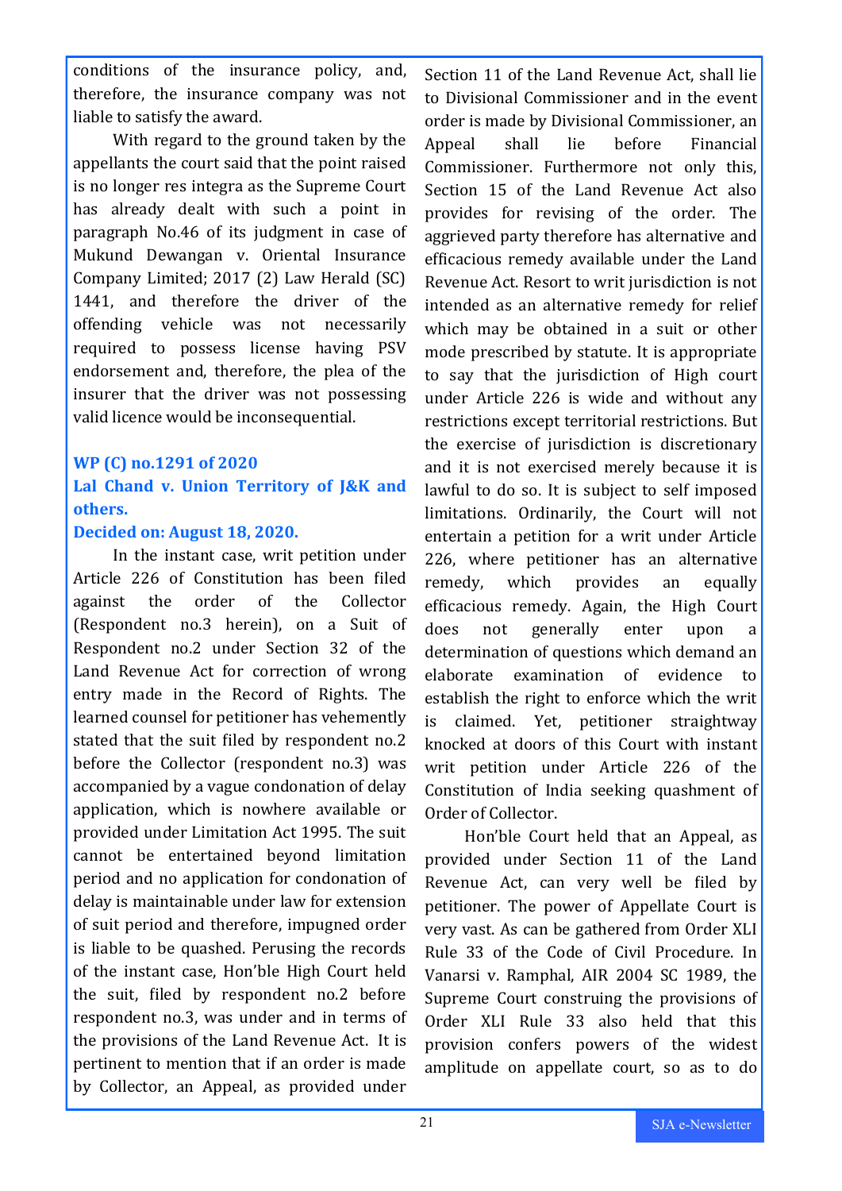conditions of the insurance policy, and, therefore, the insurance company was not liable to satisfy the award.

With regard to the ground taken by the appellants the court said that the point raised is no longer res integra as the Supreme Court has already dealt with such a point in paragraph No.46 of its judgment in case of Mukund Dewangan v. Oriental Insurance Company Limited; 2017 (2) Law Herald (SC) 1441, and therefore the driver of the offending vehicle was not necessarily required to possess license having PSV endorsement and, therefore, the plea of the insurer that the driver was not possessing valid licence would be inconsequential.

**WP (C) no.1291 of 2020**

**Lal Chand v. Union Territory of J&K and others.**

**Decided on: August 18, 2020.**

In the instant case, writ petition under Article 226 of Constitution has been filed against the order of the Collector (Respondent no.3 herein), on a Suit of Respondent no.2 under Section 32 of the Land Revenue Act for correction of wrong entry made in the Record of Rights. The learned counsel for petitioner has vehemently stated that the suit filed by respondent no.2 before the Collector (respondent no.3) was accompanied by a vague condonation of delay application, which is nowhere available or provided under Limitation Act 1995. The suit cannot be entertained beyond limitation period and no application for condonation of delay is maintainable under law for extension of suit period and therefore, impugned order is liable to be quashed. Perusing the records of the instant case, Hon'ble High Court held the suit, filed by respondent no.2 before respondent no.3, was under and in terms of the provisions of the Land Revenue Act. It is pertinent to mention that if an order is made by Collector, an Appeal, as provided under Section 11 of the Land Revenue Act, shall lie to Divisional Commissioner and in the event order is made by Divisional Commissioner, an Appeal shall lie before Financial Commissioner. Furthermore not only this, Section 15 of the Land Revenue Act also provides for revising of the order. The aggrieved party therefore has alternative and efficacious remedy available under the Land Revenue Act. Resort to writ jurisdiction is not intended as an alternative remedy for relief which may be obtained in a suit or other mode prescribed by statute. It is appropriate to say that the jurisdiction of High court under Article 226 is wide and without any restrictions except territorial restrictions. But the exercise of jurisdiction is discretionary and it is not exercised merely because it is lawful to do so. It is subject to self imposed limitations. Ordinarily, the Court will not entertain a petition for a writ under Article 226, where petitioner has an alternative remedy, which provides an equally efficacious remedy. Again, the High Court does not generally enter upon a determination of questions which demand an elaborate examination of evidence to establish the right to enforce which the writ is claimed. Yet, petitioner straightway knocked at doors of this Court with instant writ petition under Article 226 of the Constitution of India seeking quashment of Order of Collector.

Hon'ble Court held that an Appeal, as provided under Section 11 of the Land Revenue Act, can very well be filed by petitioner. The power of Appellate Court is very vast. As can be gathered from Order XLI Rule 33 of the Code of Civil Procedure. In Vanarsi v. Ramphal, AIR 2004 SC 1989, the Supreme Court construing the provisions of Order XLI Rule 33 also held that this provision confers powers of the widest amplitude on appellate court, so as to do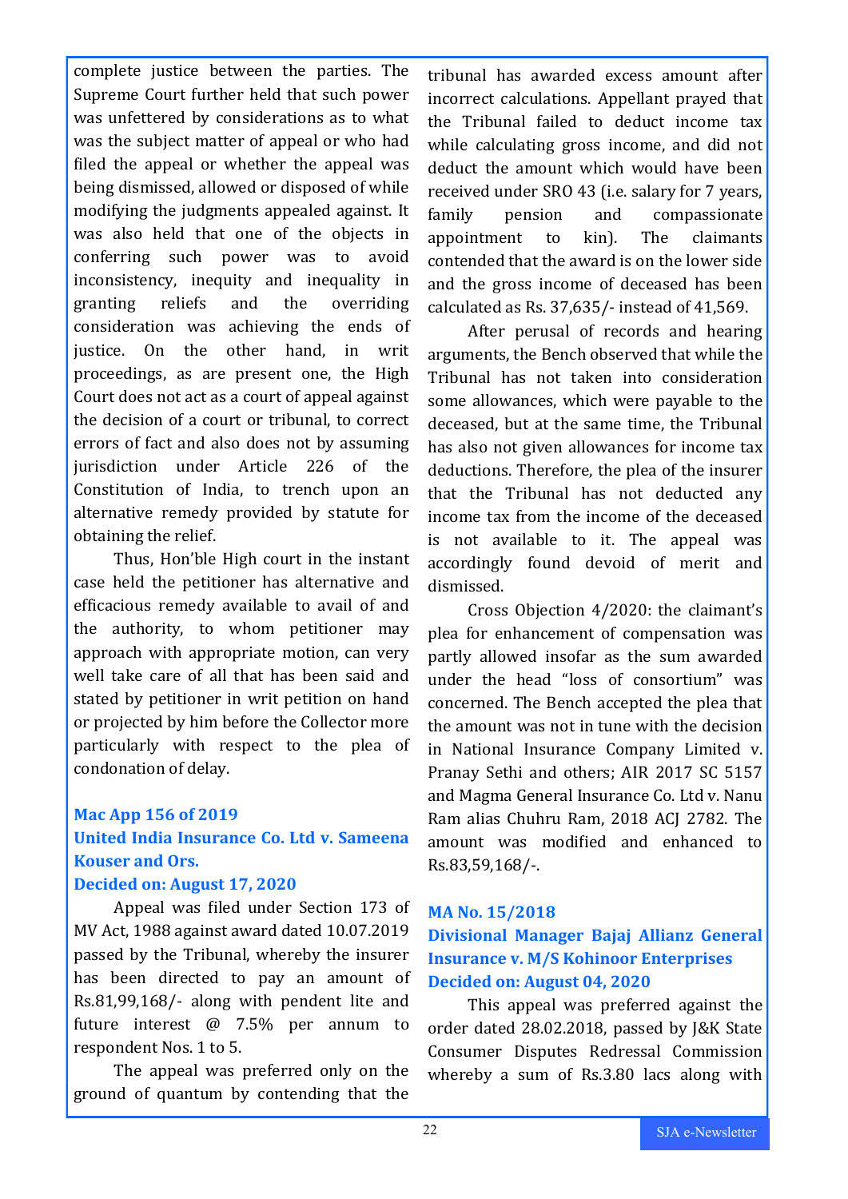complete justice between the parties. The Supreme Court further held that such power was unfettered by considerations as to what was the subject matter of appeal or who had filed the appeal or whether the appeal was being dismissed, allowed or disposed of while modifying the judgments appealed against. It was also held that one of the objects in conferring such power was to avoid inconsistency, inequity and inequality in granting reliefs and the overriding consideration was achieving the ends of justice. On the other hand, in writ proceedings, as are present one, the High Court does not act as a court of appeal against the decision of a court or tribunal, to correct errors of fact and also does not by assuming jurisdiction under Article 226 of the Constitution of India, to trench upon an alternative remedy provided by statute for obtaining the relief.

Thus, Hon'ble High court in the instant case held the petitioner has alternative and efficacious remedy available to avail of and the authority, to whom petitioner may approach with appropriate motion, can very well take care of all that has been said and stated by petitioner in writ petition on hand or projected by him before the Collector more particularly with respect to the plea of condonation of delay.

### Mac App 156 of 2019
### United India Insurance Co. Ltd v. Sameena Kouser and Ors.
### Decided on: August 17, 2020

Appeal was filed under Section 173 of MV Act, 1988 against award dated 10.07.2019 passed by the Tribunal, whereby the insurer has been directed to pay an amount of Rs.81,99,168/- along with pendent lite and future interest @ 7.5% per annum to respondent Nos. 1 to 5.

The appeal was preferred only on the ground of quantum by contending that the tribunal has awarded excess amount after incorrect calculations. Appellant prayed that the Tribunal failed to deduct income tax while calculating gross income, and did not deduct the amount which would have been received under SRO 43 (i.e. salary for 7 years, family pension and compassionate appointment to kin). The claimants contended that the award is on the lower side and the gross income of deceased has been calculated as Rs. 37,635/- instead of 41,569.

After perusal of records and hearing arguments, the Bench observed that while the Tribunal has not taken into consideration some allowances, which were payable to the deceased, but at the same time, the Tribunal has also not given allowances for income tax deductions. Therefore, the plea of the insurer that the Tribunal has not deducted any income tax from the income of the deceased is not available to it. The appeal was accordingly found devoid of merit and dismissed.

Cross Objection 4/2020: the claimant's plea for enhancement of compensation was partly allowed insofar as the sum awarded under the head "loss of consortium" was concerned. The Bench accepted the plea that the amount was not in tune with the decision in National Insurance Company Limited v. Pranay Sethi and others; AIR 2017 SC 5157 and Magma General Insurance Co. Ltd v. Nanu Ram alias Chuhru Ram, 2018 ACJ 2782. The amount was modified and enhanced to Rs.83,59,168/-.

### MA No. 15/2018
### Divisional Manager Bajaj Allianz General Insurance v. M/S Kohinoor Enterprises
### Decided on: August 04, 2020

This appeal was preferred against the order dated 28.02.2018, passed by J&K State Consumer Disputes Redressal Commission whereby a sum of Rs.3.80 lacs along with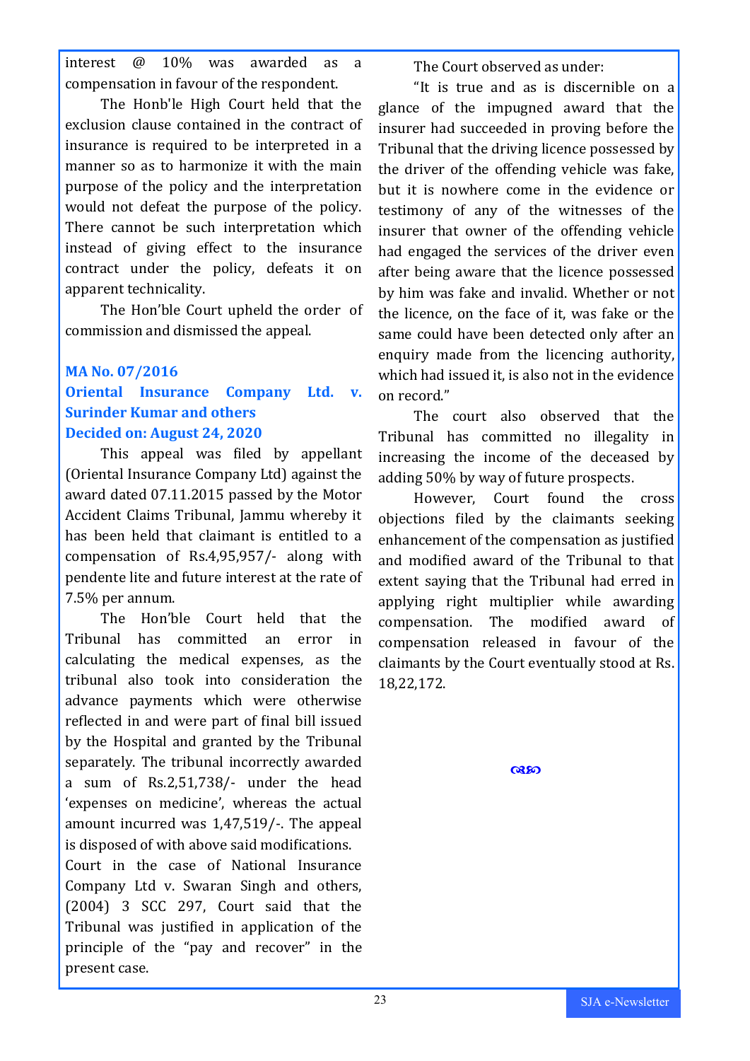interest @ 10% was awarded as a compensation in favour of the respondent.

The Honb'le High Court held that the exclusion clause contained in the contract of insurance is required to be interpreted in a manner so as to harmonize it with the main purpose of the policy and the interpretation would not defeat the purpose of the policy. There cannot be such interpretation which instead of giving effect to the insurance contract under the policy, defeats it on apparent technicality.

The Hon'ble Court upheld the order of commission and dismissed the appeal.

### MA No. 07/2016
### Oriental Insurance Company Ltd. v. Surinder Kumar and others
### Decided on: August 24, 2020

This appeal was filed by appellant (Oriental Insurance Company Ltd) against the award dated 07.11.2015 passed by the Motor Accident Claims Tribunal, Jammu whereby it has been held that claimant is entitled to a compensation of Rs.4,95,957/- along with pendente lite and future interest at the rate of 7.5% per annum.

The Hon'ble Court held that the Tribunal has committed an error in calculating the medical expenses, as the tribunal also took into consideration the advance payments which were otherwise reflected in and were part of final bill issued by the Hospital and granted by the Tribunal separately. The tribunal incorrectly awarded a sum of Rs.2,51,738/- under the head 'expenses on medicine', whereas the actual amount incurred was 1,47,519/-. The appeal is disposed of with above said modifications.

Court in the case of National Insurance Company Ltd v. Swaran Singh and others, (2004) 3 SCC 297, Court said that the Tribunal was justified in application of the principle of the "pay and recover" in the present case.

The Court observed as under:

"It is true and as is discernible on a glance of the impugned award that the insurer had succeeded in proving before the Tribunal that the driving licence possessed by the driver of the offending vehicle was fake, but it is nowhere come in the evidence or testimony of any of the witnesses of the insurer that owner of the offending vehicle had engaged the services of the driver even after being aware that the licence possessed by him was fake and invalid. Whether or not the licence, on the face of it, was fake or the same could have been detected only after an enquiry made from the licencing authority, which had issued it, is also not in the evidence on record."

The court also observed that the Tribunal has committed no illegality in increasing the income of the deceased by adding 50% by way of future prospects.

However, Court found the cross objections filed by the claimants seeking enhancement of the compensation as justified and modified award of the Tribunal to that extent saying that the Tribunal had erred in applying right multiplier while awarding compensation. The modified award of compensation released in favour of the claimants by the Court eventually stood at Rs. 18,22,172.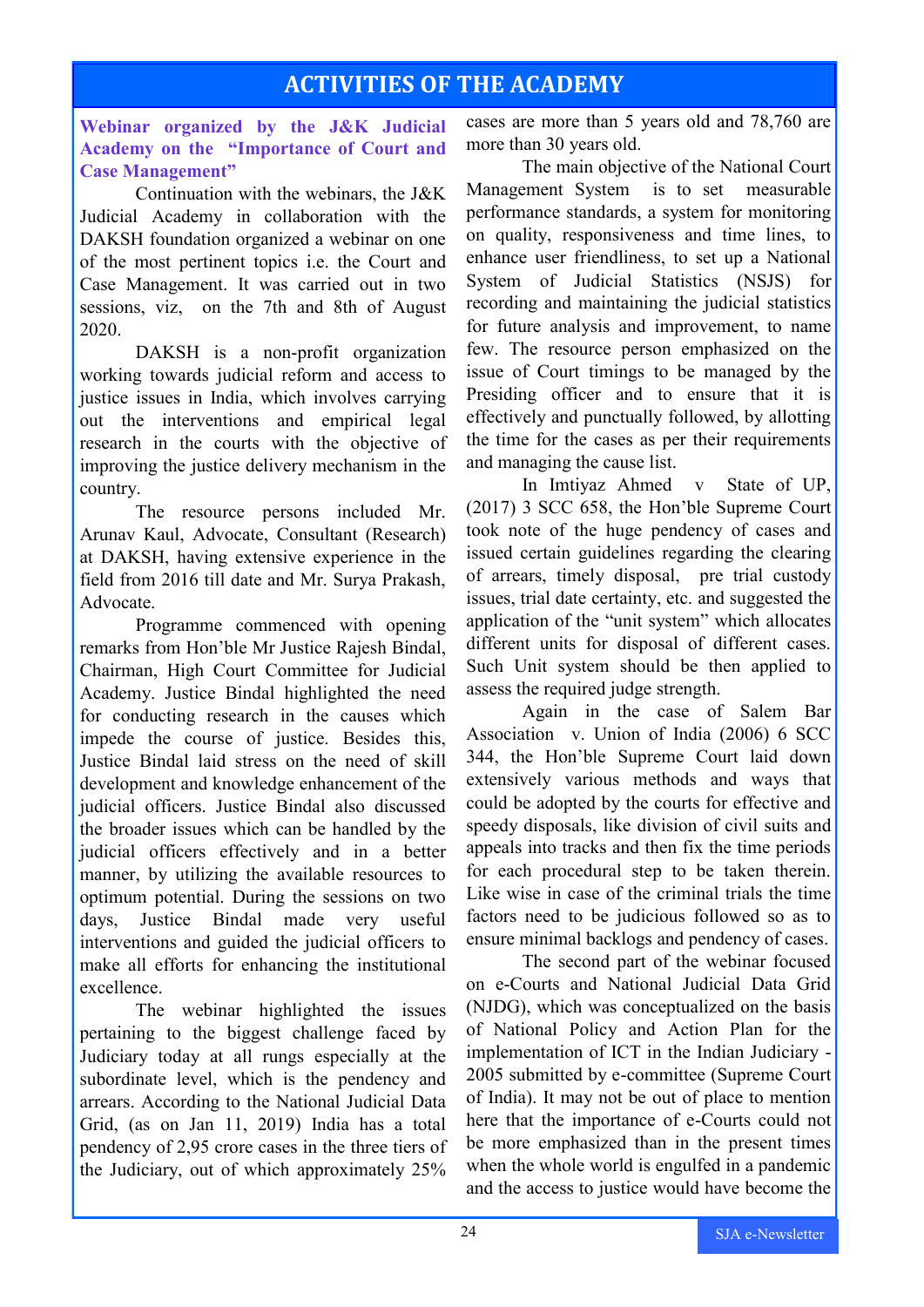## ACTIVITIES OF THE ACADEMY

### Webinar organized by the J&K Judicial Academy on the "Importance of Court and Case Management"

Continuation with the webinars, the J&K Judicial Academy in collaboration with the DAKSH foundation organized a webinar on one of the most pertinent topics i.e. the Court and Case Management. It was carried out in two sessions, viz, on the 7th and 8th of August 2020.

DAKSH is a non-profit organization working towards judicial reform and access to justice issues in India, which involves carrying out the interventions and empirical legal research in the courts with the objective of improving the justice delivery mechanism in the country.

The resource persons included Mr. Arunav Kaul, Advocate, Consultant (Research) at DAKSH, having extensive experience in the field from 2016 till date and Mr. Surya Prakash, Advocate.

Programme commenced with opening remarks from Hon'ble Mr Justice Rajesh Bindal, Chairman, High Court Committee for Judicial Academy. Justice Bindal highlighted the need for conducting research in the causes which impede the course of justice. Besides this, Justice Bindal laid stress on the need of skill development and knowledge enhancement of the judicial officers. Justice Bindal also discussed the broader issues which can be handled by the judicial officers effectively and in a better manner, by utilizing the available resources to optimum potential. During the sessions on two days, Justice Bindal made very useful interventions and guided the judicial officers to make all efforts for enhancing the institutional excellence.

The webinar highlighted the issues pertaining to the biggest challenge faced by Judiciary today at all rungs especially at the subordinate level, which is the pendency and arrears. According to the National Judicial Data Grid, (as on Jan 11, 2019) India has a total pendency of 2,95 crore cases in the three tiers of the Judiciary, out of which approximately 25% cases are more than 5 years old and 78,760 are more than 30 years old.

The main objective of the National Court Management System is to set measurable performance standards, a system for monitoring on quality, responsiveness and time lines, to enhance user friendliness, to set up a National System of Judicial Statistics (NSJS) for recording and maintaining the judicial statistics for future analysis and improvement, to name few. The resource person emphasized on the issue of Court timings to be managed by the Presiding officer and to ensure that it is effectively and punctually followed, by allotting the time for the cases as per their requirements and managing the cause list.

In Imtiyaz Ahmed v State of UP, (2017) 3 SCC 658, the Hon'ble Supreme Court took note of the huge pendency of cases and issued certain guidelines regarding the clearing of arrears, timely disposal, pre trial custody issues, trial date certainty, etc. and suggested the application of the "unit system" which allocates different units for disposal of different cases. Such Unit system should be then applied to assess the required judge strength.

Again in the case of Salem Bar Association v. Union of India (2006) 6 SCC 344, the Hon'ble Supreme Court laid down extensively various methods and ways that could be adopted by the courts for effective and speedy disposals, like division of civil suits and appeals into tracks and then fix the time periods for each procedural step to be taken therein. Like wise in case of the criminal trials the time factors need to be judicious followed so as to ensure minimal backlogs and pendency of cases.

The second part of the webinar focused on e-Courts and National Judicial Data Grid (NJDG), which was conceptualized on the basis of National Policy and Action Plan for the implementation of ICT in the Indian Judiciary - 2005 submitted by e-committee (Supreme Court of India). It may not be out of place to mention here that the importance of e-Courts could not be more emphasized than in the present times when the whole world is engulfed in a pandemic and the access to justice would have become the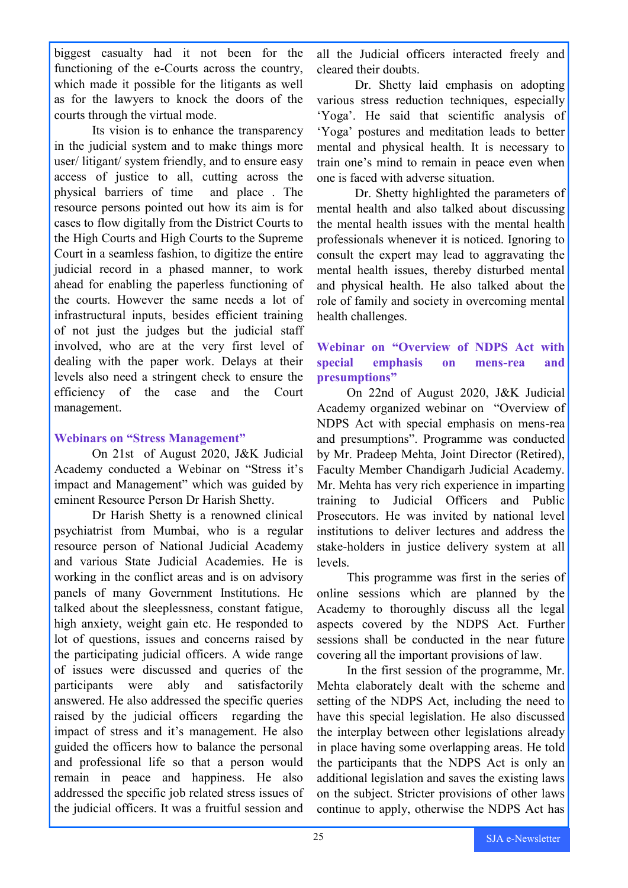biggest casualty had it not been for the functioning of the e-Courts across the country, which made it possible for the litigants as well as for the lawyers to knock the doors of the courts through the virtual mode.

Its vision is to enhance the transparency in the judicial system and to make things more user/ litigant/ system friendly, and to ensure easy access of justice to all, cutting across the physical barriers of time and place . The resource persons pointed out how its aim is for cases to flow digitally from the District Courts to the High Courts and High Courts to the Supreme Court in a seamless fashion, to digitize the entire judicial record in a phased manner, to work ahead for enabling the paperless functioning of the courts. However the same needs a lot of infrastructural inputs, besides efficient training of not just the judges but the judicial staff involved, who are at the very first level of dealing with the paper work. Delays at their levels also need a stringent check to ensure the efficiency of the case and the Court management.

### Webinars on "Stress Management"

On 21st of August 2020, J&K Judicial Academy conducted a Webinar on "Stress it's impact and Management" which was guided by eminent Resource Person Dr Harish Shetty.

Dr Harish Shetty is a renowned clinical psychiatrist from Mumbai, who is a regular resource person of National Judicial Academy and various State Judicial Academies. He is working in the conflict areas and is on advisory panels of many Government Institutions. He talked about the sleeplessness, constant fatigue, high anxiety, weight gain etc. He responded to lot of questions, issues and concerns raised by the participating judicial officers. A wide range of issues were discussed and queries of the participants were ably and satisfactorily answered. He also addressed the specific queries raised by the judicial officers regarding the impact of stress and it's management. He also guided the officers how to balance the personal and professional life so that a person would remain in peace and happiness. He also addressed the specific job related stress issues of the judicial officers. It was a fruitful session and all the Judicial officers interacted freely and cleared their doubts.

Dr. Shetty laid emphasis on adopting various stress reduction techniques, especially 'Yoga'. He said that scientific analysis of 'Yoga' postures and meditation leads to better mental and physical health. It is necessary to train one's mind to remain in peace even when one is faced with adverse situation.

Dr. Shetty highlighted the parameters of mental health and also talked about discussing the mental health issues with the mental health professionals whenever it is noticed. Ignoring to consult the expert may lead to aggravating the mental health issues, thereby disturbed mental and physical health. He also talked about the role of family and society in overcoming mental health challenges.

### Webinar on "Overview of NDPS Act with special emphasis on mens-rea and presumptions"

On 22nd of August 2020, J&K Judicial Academy organized webinar on "Overview of NDPS Act with special emphasis on mens-rea and presumptions". Programme was conducted by Mr. Pradeep Mehta, Joint Director (Retired), Faculty Member Chandigarh Judicial Academy. Mr. Mehta has very rich experience in imparting training to Judicial Officers and Public Prosecutors. He was invited by national level institutions to deliver lectures and address the stake-holders in justice delivery system at all levels.

This programme was first in the series of online sessions which are planned by the Academy to thoroughly discuss all the legal aspects covered by the NDPS Act. Further sessions shall be conducted in the near future covering all the important provisions of law.

In the first session of the programme, Mr. Mehta elaborately dealt with the scheme and setting of the NDPS Act, including the need to have this special legislation. He also discussed the interplay between other legislations already in place having some overlapping areas. He told the participants that the NDPS Act is only an additional legislation and saves the existing laws on the subject. Stricter provisions of other laws continue to apply, otherwise the NDPS Act has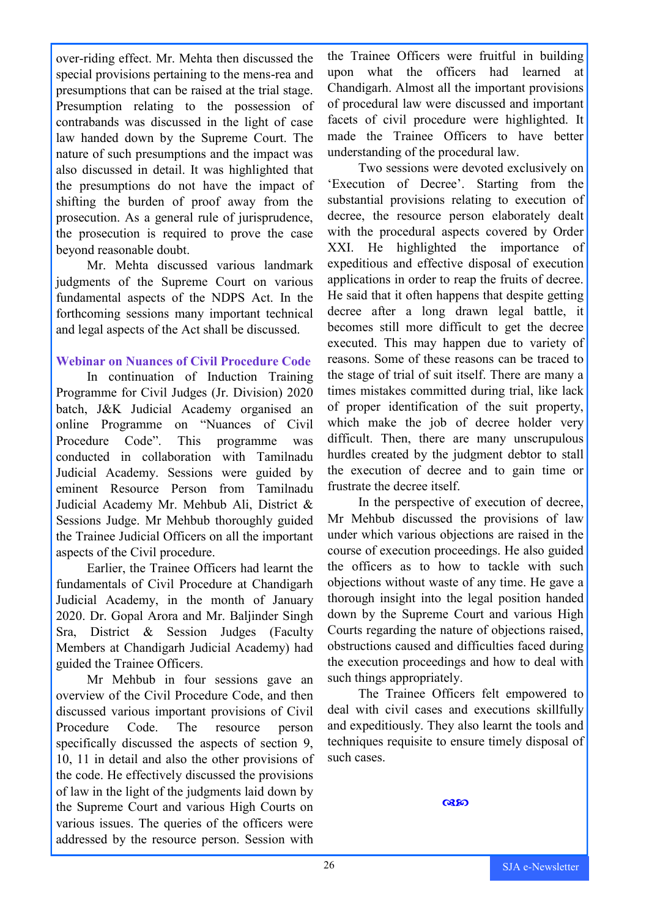over-riding effect. Mr. Mehta then discussed the special provisions pertaining to the mens-rea and presumptions that can be raised at the trial stage. Presumption relating to the possession of contrabands was discussed in the light of case law handed down by the Supreme Court. The nature of such presumptions and the impact was also discussed in detail. It was highlighted that the presumptions do not have the impact of shifting the burden of proof away from the prosecution. As a general rule of jurisprudence, the prosecution is required to prove the case beyond reasonable doubt.

Mr. Mehta discussed various landmark judgments of the Supreme Court on various fundamental aspects of the NDPS Act. In the forthcoming sessions many important technical and legal aspects of the Act shall be discussed.

### Webinar on Nuances of Civil Procedure Code

In continuation of Induction Training Programme for Civil Judges (Jr. Division) 2020 batch, J&K Judicial Academy organised an online Programme on "Nuances of Civil Procedure Code". This programme was conducted in collaboration with Tamilnadu Judicial Academy. Sessions were guided by eminent Resource Person from Tamilnadu Judicial Academy Mr. Mehbub Ali, District & Sessions Judge. Mr Mehbub thoroughly guided the Trainee Judicial Officers on all the important aspects of the Civil procedure.

Earlier, the Trainee Officers had learnt the fundamentals of Civil Procedure at Chandigarh Judicial Academy, in the month of January 2020. Dr. Gopal Arora and Mr. Baljinder Singh Sra, District & Session Judges (Faculty Members at Chandigarh Judicial Academy) had guided the Trainee Officers.

Mr Mehbub in four sessions gave an overview of the Civil Procedure Code, and then discussed various important provisions of Civil Procedure Code. The resource person specifically discussed the aspects of section 9, 10, 11 in detail and also the other provisions of the code. He effectively discussed the provisions of law in the light of the judgments laid down by the Supreme Court and various High Courts on various issues. The queries of the officers were addressed by the resource person. Session with the Trainee Officers were fruitful in building upon what the officers had learned at Chandigarh. Almost all the important provisions of procedural law were discussed and important facets of civil procedure were highlighted. It made the Trainee Officers to have better understanding of the procedural law.

Two sessions were devoted exclusively on 'Execution of Decree'. Starting from the substantial provisions relating to execution of decree, the resource person elaborately dealt with the procedural aspects covered by Order XXI. He highlighted the importance of expeditious and effective disposal of execution applications in order to reap the fruits of decree. He said that it often happens that despite getting decree after a long drawn legal battle, it becomes still more difficult to get the decree executed. This may happen due to variety of reasons. Some of these reasons can be traced to the stage of trial of suit itself. There are many a times mistakes committed during trial, like lack of proper identification of the suit property, which make the job of decree holder very difficult. Then, there are many unscrupulous hurdles created by the judgment debtor to stall the execution of decree and to gain time or frustrate the decree itself.

In the perspective of execution of decree, Mr Mehbub discussed the provisions of law under which various objections are raised in the course of execution proceedings. He also guided the officers as to how to tackle with such objections without waste of any time. He gave a thorough insight into the legal position handed down by the Supreme Court and various High Courts regarding the nature of objections raised, obstructions caused and difficulties faced during the execution proceedings and how to deal with such things appropriately.

The Trainee Officers felt empowered to deal with civil cases and executions skillfully and expeditiously. They also learnt the tools and techniques requisite to ensure timely disposal of such cases.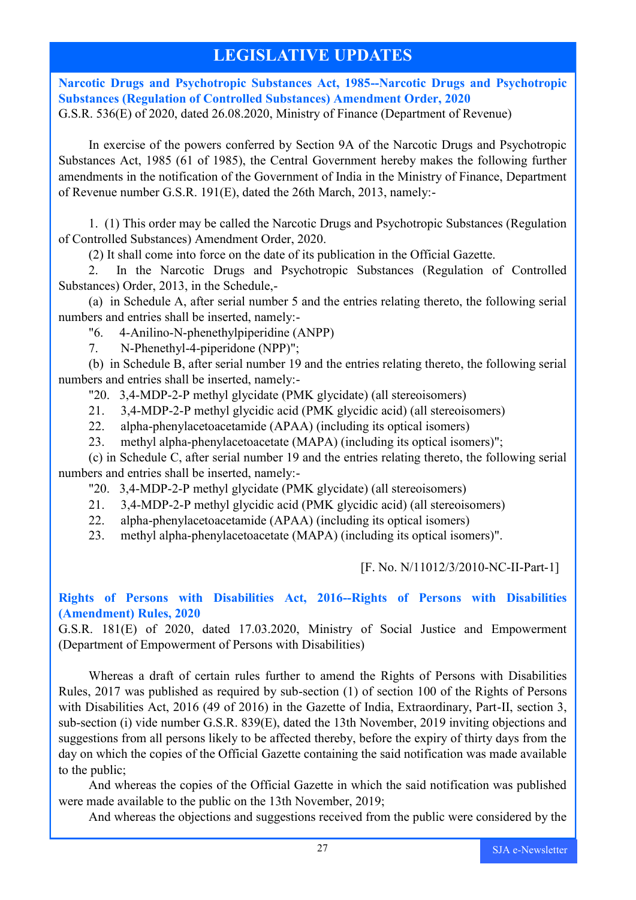# LEGISLATIVE UPDATES

**Narcotic Drugs and Psychotropic Substances Act, 1985--Narcotic Drugs and Psychotropic Substances (Regulation of Controlled Substances) Amendment Order, 2020**

G.S.R. 536(E) of 2020, dated 26.08.2020, Ministry of Finance (Department of Revenue)

In exercise of the powers conferred by Section 9A of the Narcotic Drugs and Psychotropic Substances Act, 1985 (61 of 1985), the Central Government hereby makes the following further amendments in the notification of the Government of India in the Ministry of Finance, Department of Revenue number G.S.R. 191(E), dated the 26th March, 2013, namely:-

1. (1) This order may be called the Narcotic Drugs and Psychotropic Substances (Regulation of Controlled Substances) Amendment Order, 2020.

(2) It shall come into force on the date of its publication in the Official Gazette.

2. In the Narcotic Drugs and Psychotropic Substances (Regulation of Controlled Substances) Order, 2013, in the Schedule,-

(a) in Schedule A, after serial number 5 and the entries relating thereto, the following serial numbers and entries shall be inserted, namely:-

"6. 4-Anilino-N-phenethylpiperidine (ANPP)

7. N-Phenethyl-4-piperidone (NPP)";

(b) in Schedule B, after serial number 19 and the entries relating thereto, the following serial numbers and entries shall be inserted, namely:-

"20. 3,4-MDP-2-P methyl glycidate (PMK glycidate) (all stereoisomers)

21. 3,4-MDP-2-P methyl glycidic acid (PMK glycidic acid) (all stereoisomers)

22. alpha-phenylacetoacetamide (APAA) (including its optical isomers)

23. methyl alpha-phenylacetoacetate (MAPA) (including its optical isomers)";

(c) in Schedule C, after serial number 19 and the entries relating thereto, the following serial numbers and entries shall be inserted, namely:-

"20. 3,4-MDP-2-P methyl glycidate (PMK glycidate) (all stereoisomers)

21. 3,4-MDP-2-P methyl glycidic acid (PMK glycidic acid) (all stereoisomers)

22. alpha-phenylacetoacetamide (APAA) (including its optical isomers)

23. methyl alpha-phenylacetoacetate (MAPA) (including its optical isomers)".

[F. No. N/11012/3/2010-NC-II-Part-1]

**Rights of Persons with Disabilities Act, 2016--Rights of Persons with Disabilities (Amendment) Rules, 2020**

G.S.R. 181(E) of 2020, dated 17.03.2020, Ministry of Social Justice and Empowerment (Department of Empowerment of Persons with Disabilities)

Whereas a draft of certain rules further to amend the Rights of Persons with Disabilities Rules, 2017 was published as required by sub-section (1) of section 100 of the Rights of Persons with Disabilities Act, 2016 (49 of 2016) in the Gazette of India, Extraordinary, Part-II, section 3, sub-section (i) vide number G.S.R. 839(E), dated the 13th November, 2019 inviting objections and suggestions from all persons likely to be affected thereby, before the expiry of thirty days from the day on which the copies of the Official Gazette containing the said notification was made available to the public;

And whereas the copies of the Official Gazette in which the said notification was published were made available to the public on the 13th November, 2019;

And whereas the objections and suggestions received from the public were considered by the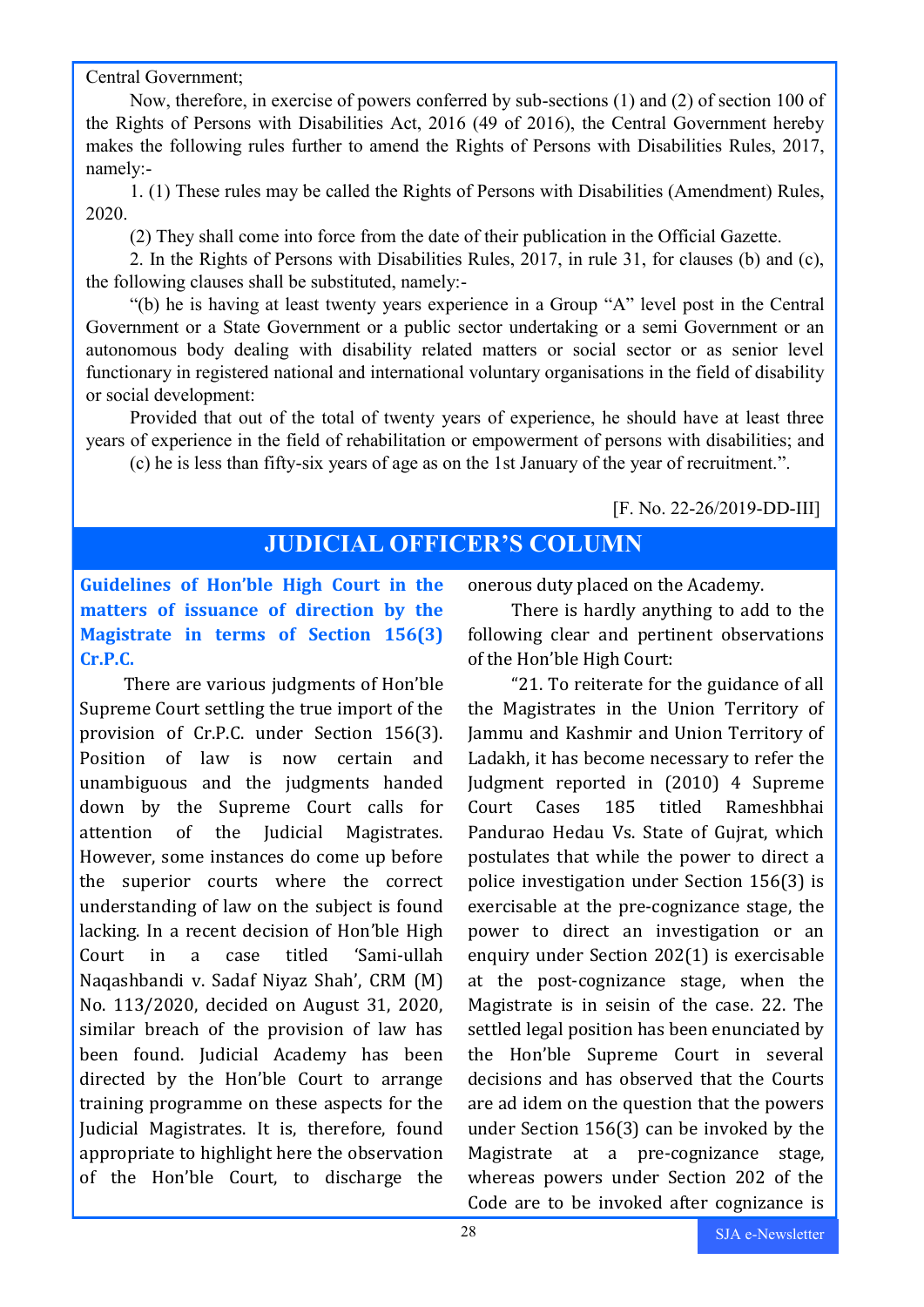Central Government;

Now, therefore, in exercise of powers conferred by sub-sections (1) and (2) of section 100 of the Rights of Persons with Disabilities Act, 2016 (49 of 2016), the Central Government hereby makes the following rules further to amend the Rights of Persons with Disabilities Rules, 2017, namely:-

1. (1) These rules may be called the Rights of Persons with Disabilities (Amendment) Rules, 2020.

(2) They shall come into force from the date of their publication in the Official Gazette.

2. In the Rights of Persons with Disabilities Rules, 2017, in rule 31, for clauses (b) and (c), the following clauses shall be substituted, namely:-

"(b) he is having at least twenty years experience in a Group "A" level post in the Central Government or a State Government or a public sector undertaking or a semi Government or an autonomous body dealing with disability related matters or social sector or as senior level functionary in registered national and international voluntary organisations in the field of disability or social development:

Provided that out of the total of twenty years of experience, he should have at least three years of experience in the field of rehabilitation or empowerment of persons with disabilities; and

(c) he is less than fifty-six years of age as on the 1st January of the year of recruitment.".

[F. No. 22-26/2019-DD-III]

## JUDICIAL OFFICER'S COLUMN

### Guidelines of Hon'ble High Court in the matters of issuance of direction by the Magistrate in terms of Section 156(3) Cr.P.C.

There are various judgments of Hon'ble Supreme Court settling the true import of the provision of Cr.P.C. under Section 156(3). Position of law is now certain and unambiguous and the judgments handed down by the Supreme Court calls for attention of the Judicial Magistrates. However, some instances do come up before the superior courts where the correct understanding of law on the subject is found lacking. In a recent decision of Hon'ble High Court in a case titled 'Sami-ullah Naqashbandi v. Sadaf Niyaz Shah', CRM (M) No. 113/2020, decided on August 31, 2020, similar breach of the provision of law has been found. Judicial Academy has been directed by the Hon'ble Court to arrange training programme on these aspects for the Judicial Magistrates. It is, therefore, found appropriate to highlight here the observation of the Hon'ble Court, to discharge the onerous duty placed on the Academy.

There is hardly anything to add to the following clear and pertinent observations of the Hon'ble High Court:

"21. To reiterate for the guidance of all the Magistrates in the Union Territory of Jammu and Kashmir and Union Territory of Ladakh, it has become necessary to refer the Judgment reported in (2010) 4 Supreme Court Cases 185 titled Rameshbhai Pandurao Hedau Vs. State of Gujrat, which postulates that while the power to direct a police investigation under Section 156(3) is exercisable at the pre-cognizance stage, the power to direct an investigation or an enquiry under Section 202(1) is exercisable at the post-cognizance stage, when the Magistrate is in seisin of the case. 22. The settled legal position has been enunciated by the Hon'ble Supreme Court in several decisions and has observed that the Courts are ad idem on the question that the powers under Section 156(3) can be invoked by the Magistrate at a pre-cognizance stage, whereas powers under Section 202 of the Code are to be invoked after cognizance is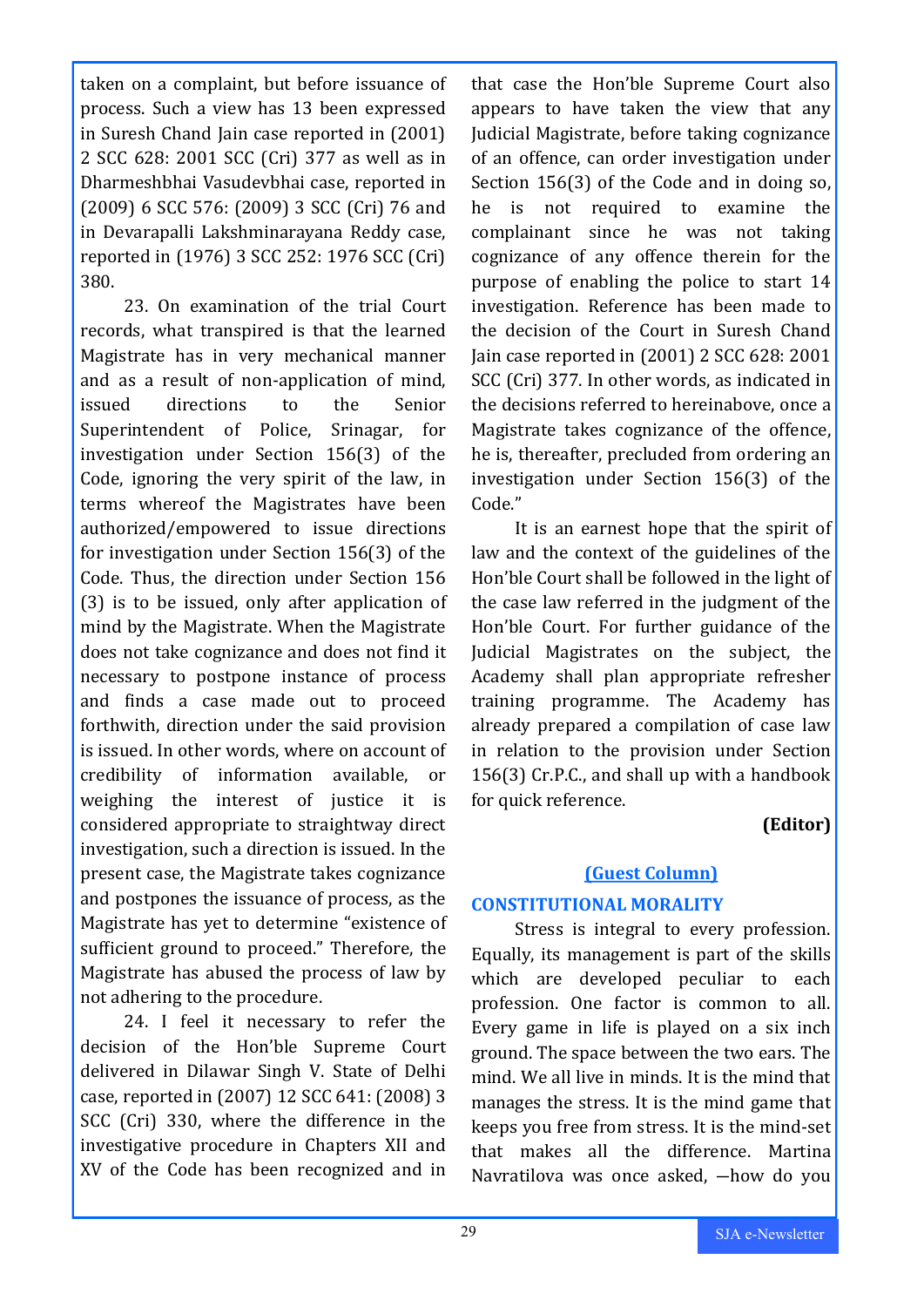taken on a complaint, but before issuance of process. Such a view has 13 been expressed in Suresh Chand Jain case reported in (2001) 2 SCC 628: 2001 SCC (Cri) 377 as well as in Dharmeshbhai Vasudevbhai case, reported in (2009) 6 SCC 576: (2009) 3 SCC (Cri) 76 and in Devarapalli Lakshminarayana Reddy case, reported in (1976) 3 SCC 252: 1976 SCC (Cri) 380.

23. On examination of the trial Court records, what transpired is that the learned Magistrate has in very mechanical manner and as a result of non-application of mind, issued directions to the Senior Superintendent of Police, Srinagar, for investigation under Section 156(3) of the Code, ignoring the very spirit of the law, in terms whereof the Magistrates have been authorized/empowered to issue directions for investigation under Section 156(3) of the Code. Thus, the direction under Section 156 (3) is to be issued, only after application of mind by the Magistrate. When the Magistrate does not take cognizance and does not find it necessary to postpone instance of process and finds a case made out to proceed forthwith, direction under the said provision is issued. In other words, where on account of credibility of information available, or weighing the interest of justice it is considered appropriate to straightway direct investigation, such a direction is issued. In the present case, the Magistrate takes cognizance and postpones the issuance of process, as the Magistrate has yet to determine "existence of sufficient ground to proceed." Therefore, the Magistrate has abused the process of law by not adhering to the procedure.

24. I feel it necessary to refer the decision of the Hon'ble Supreme Court delivered in Dilawar Singh V. State of Delhi case, reported in (2007) 12 SCC 641: (2008) 3 SCC (Cri) 330, where the difference in the investigative procedure in Chapters XII and XV of the Code has been recognized and in that case the Hon'ble Supreme Court also appears to have taken the view that any Judicial Magistrate, before taking cognizance of an offence, can order investigation under Section 156(3) of the Code and in doing so, he is not required to examine the complainant since he was not taking cognizance of any offence therein for the purpose of enabling the police to start 14 investigation. Reference has been made to the decision of the Court in Suresh Chand Jain case reported in (2001) 2 SCC 628: 2001 SCC (Cri) 377. In other words, as indicated in the decisions referred to hereinabove, once a Magistrate takes cognizance of the offence, he is, thereafter, precluded from ordering an investigation under Section 156(3) of the Code."

It is an earnest hope that the spirit of law and the context of the guidelines of the Hon'ble Court shall be followed in the light of the case law referred in the judgment of the Hon'ble Court. For further guidance of the Judicial Magistrates on the subject, the Academy shall plan appropriate refresher training programme. The Academy has already prepared a compilation of case law in relation to the provision under Section 156(3) Cr.P.C., and shall up with a handbook for quick reference.

**(Editor)**

**(Guest Column)**

## CONSTITUTIONAL MORALITY

Stress is integral to every profession. Equally, its management is part of the skills which are developed peculiar to each profession. One factor is common to all. Every game in life is played on a six inch ground. The space between the two ears. The mind. We all live in minds. It is the mind that manages the stress. It is the mind game that keeps you free from stress. It is the mind-set that makes all the difference. Martina Navratilova was once asked, —how do you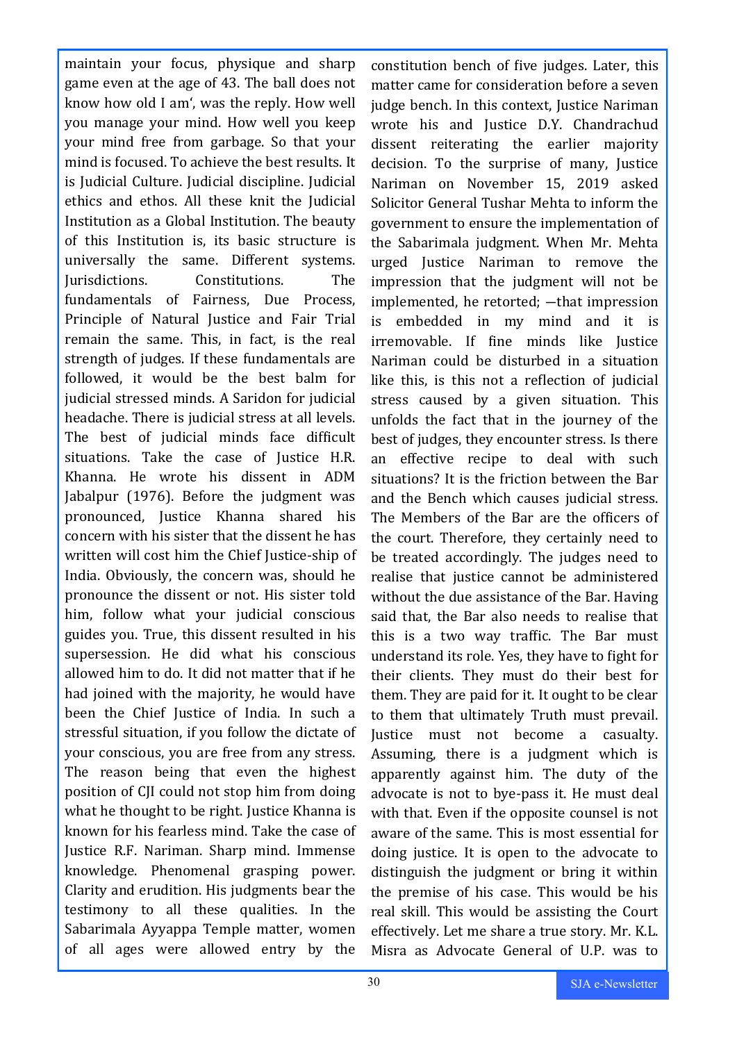maintain your focus, physique and sharp game even at the age of 43. The ball does not know how old I am', was the reply. How well you manage your mind. How well you keep your mind free from garbage. So that your mind is focused. To achieve the best results. It is Judicial Culture. Judicial discipline. Judicial ethics and ethos. All these knit the Judicial Institution as a Global Institution. The beauty of this Institution is, its basic structure is universally the same. Different systems. Jurisdictions. Constitutions. The fundamentals of Fairness, Due Process, Principle of Natural Justice and Fair Trial remain the same. This, in fact, is the real strength of judges. If these fundamentals are followed, it would be the best balm for judicial stressed minds. A Saridon for judicial headache. There is judicial stress at all levels. The best of judicial minds face difficult situations. Take the case of Justice H.R. Khanna. He wrote his dissent in ADM Jabalpur (1976). Before the judgment was pronounced, Justice Khanna shared his concern with his sister that the dissent he has written will cost him the Chief Justice-ship of India. Obviously, the concern was, should he pronounce the dissent or not. His sister told him, follow what your judicial conscious guides you. True, this dissent resulted in his supersession. He did what his conscious allowed him to do. It did not matter that if he had joined with the majority, he would have been the Chief Justice of India. In such a stressful situation, if you follow the dictate of your conscious, you are free from any stress. The reason being that even the highest position of CJI could not stop him from doing what he thought to be right. Justice Khanna is known for his fearless mind. Take the case of Justice R.F. Nariman. Sharp mind. Immense knowledge. Phenomenal grasping power. Clarity and erudition. His judgments bear the testimony to all these qualities. In the Sabarimala Ayyappa Temple matter, women of all ages were allowed entry by the constitution bench of five judges. Later, this matter came for consideration before a seven judge bench. In this context, Justice Nariman wrote his and Justice D.Y. Chandrachud dissent reiterating the earlier majority decision. To the surprise of many, Justice Nariman on November 15, 2019 asked Solicitor General Tushar Mehta to inform the government to ensure the implementation of the Sabarimala judgment. When Mr. Mehta urged Justice Nariman to remove the impression that the judgment will not be implemented, he retorted; —that impression is embedded in my mind and it is irremovable. If fine minds like Justice Nariman could be disturbed in a situation like this, is this not a reflection of judicial stress caused by a given situation. This unfolds the fact that in the journey of the best of judges, they encounter stress. Is there an effective recipe to deal with such situations? It is the friction between the Bar and the Bench which causes judicial stress. The Members of the Bar are the officers of the court. Therefore, they certainly need to be treated accordingly. The judges need to realise that justice cannot be administered without the due assistance of the Bar. Having said that, the Bar also needs to realise that this is a two way traffic. The Bar must understand its role. Yes, they have to fight for their clients. They must do their best for them. They are paid for it. It ought to be clear to them that ultimately Truth must prevail. Justice must not become a casualty. Assuming, there is a judgment which is apparently against him. The duty of the advocate is not to bye-pass it. He must deal with that. Even if the opposite counsel is not aware of the same. This is most essential for doing justice. It is open to the advocate to distinguish the judgment or bring it within the premise of his case. This would be his real skill. This would be assisting the Court effectively. Let me share a true story. Mr. K.L. Misra as Advocate General of U.P. was to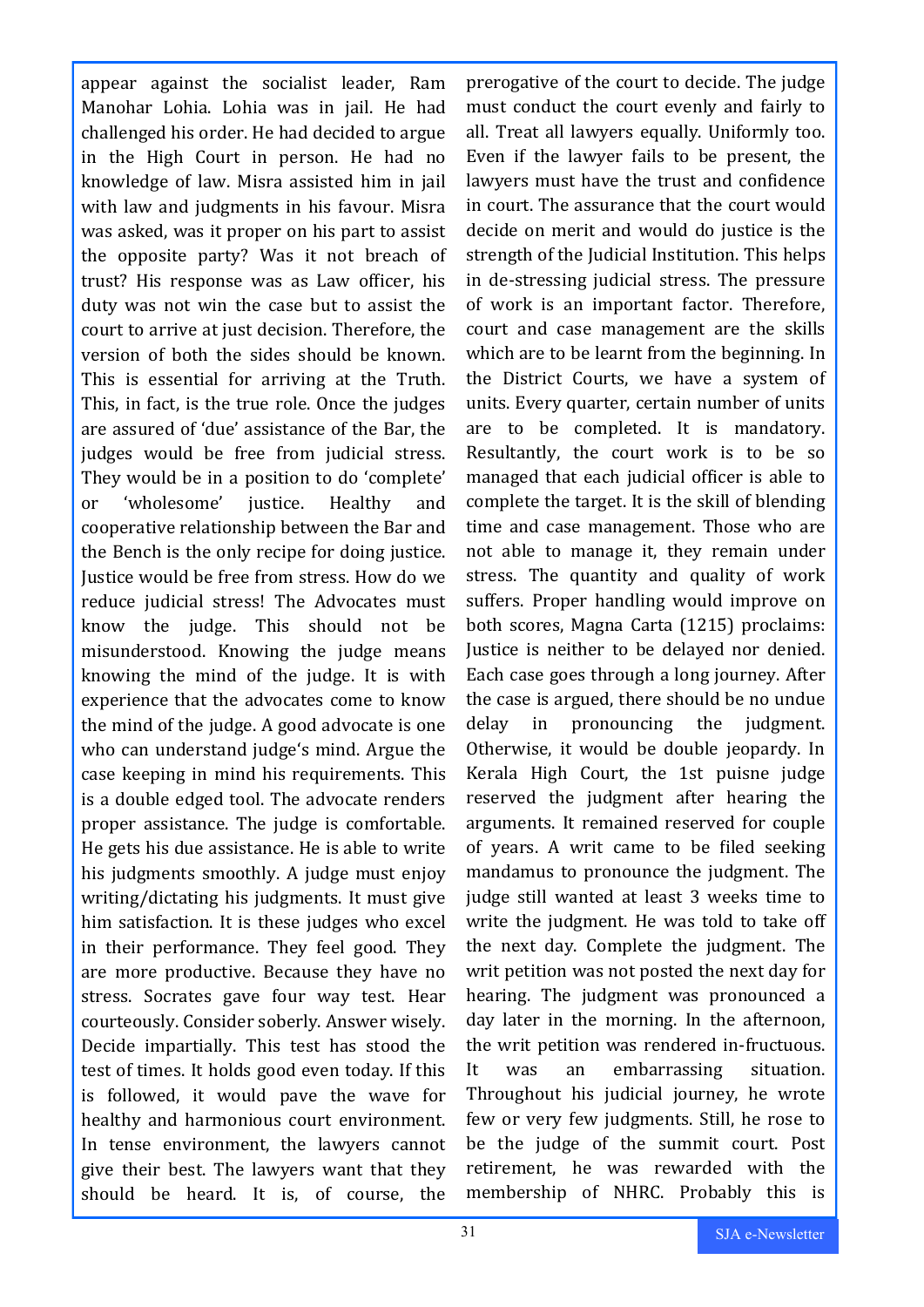appear against the socialist leader, Ram Manohar Lohia. Lohia was in jail. He had challenged his order. He had decided to argue in the High Court in person. He had no knowledge of law. Misra assisted him in jail with law and judgments in his favour. Misra was asked, was it proper on his part to assist the opposite party? Was it not breach of trust? His response was as Law officer, his duty was not win the case but to assist the court to arrive at just decision. Therefore, the version of both the sides should be known. This is essential for arriving at the Truth. This, in fact, is the true role. Once the judges are assured of 'due' assistance of the Bar, the judges would be free from judicial stress. They would be in a position to do 'complete' or 'wholesome' justice. Healthy and cooperative relationship between the Bar and the Bench is the only recipe for doing justice. Justice would be free from stress. How do we reduce judicial stress! The Advocates must know the judge. This should not be misunderstood. Knowing the judge means knowing the mind of the judge. It is with experience that the advocates come to know the mind of the judge. A good advocate is one who can understand judge's mind. Argue the case keeping in mind his requirements. This is a double edged tool. The advocate renders proper assistance. The judge is comfortable. He gets his due assistance. He is able to write his judgments smoothly. A judge must enjoy writing/dictating his judgments. It must give him satisfaction. It is these judges who excel in their performance. They feel good. They are more productive. Because they have no stress. Socrates gave four way test. Hear courteously. Consider soberly. Answer wisely. Decide impartially. This test has stood the test of times. It holds good even today. If this is followed, it would pave the wave for healthy and harmonious court environment. In tense environment, the lawyers cannot give their best. The lawyers want that they should be heard. It is, of course, the prerogative of the court to decide. The judge must conduct the court evenly and fairly to all. Treat all lawyers equally. Uniformly too. Even if the lawyer fails to be present, the lawyers must have the trust and confidence in court. The assurance that the court would decide on merit and would do justice is the strength of the Judicial Institution. This helps in de-stressing judicial stress. The pressure of work is an important factor. Therefore, court and case management are the skills which are to be learnt from the beginning. In the District Courts, we have a system of units. Every quarter, certain number of units are to be completed. It is mandatory. Resultantly, the court work is to be so managed that each judicial officer is able to complete the target. It is the skill of blending time and case management. Those who are not able to manage it, they remain under stress. The quantity and quality of work suffers. Proper handling would improve on both scores, Magna Carta (1215) proclaims: Justice is neither to be delayed nor denied. Each case goes through a long journey. After the case is argued, there should be no undue delay in pronouncing the judgment. Otherwise, it would be double jeopardy. In Kerala High Court, the 1st puisne judge reserved the judgment after hearing the arguments. It remained reserved for couple of years. A writ came to be filed seeking mandamus to pronounce the judgment. The judge still wanted at least 3 weeks time to write the judgment. He was told to take off the next day. Complete the judgment. The writ petition was not posted the next day for hearing. The judgment was pronounced a day later in the morning. In the afternoon, the writ petition was rendered in-fructuous. It was an embarrassing situation. Throughout his judicial journey, he wrote few or very few judgments. Still, he rose to be the judge of the summit court. Post retirement, he was rewarded with the membership of NHRC. Probably this is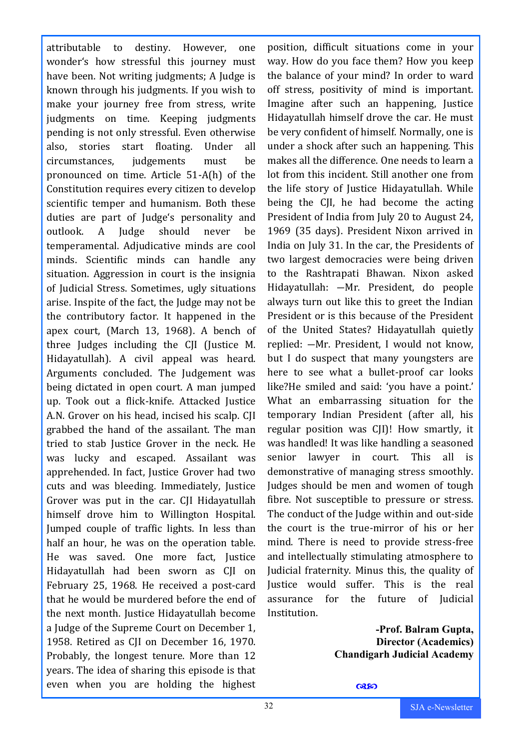attributable to destiny. However, one wonder's how stressful this journey must have been. Not writing judgments; A Judge is known through his judgments. If you wish to make your journey free from stress, write judgments on time. Keeping judgments pending is not only stressful. Even otherwise also, stories start floating. Under all circumstances, judgements must be pronounced on time. Article 51-A(h) of the Constitution requires every citizen to develop scientific temper and humanism. Both these duties are part of Judge's personality and outlook. A Judge should never be temperamental. Adjudicative minds are cool minds. Scientific minds can handle any situation. Aggression in court is the insignia of Judicial Stress. Sometimes, ugly situations arise. Inspite of the fact, the Judge may not be the contributory factor. It happened in the apex court, (March 13, 1968). A bench of three Judges including the CJI (Justice M. Hidayatullah). A civil appeal was heard. Arguments concluded. The Judgement was being dictated in open court. A man jumped up. Took out a flick-knife. Attacked Justice A.N. Grover on his head, incised his scalp. CJI grabbed the hand of the assailant. The man tried to stab Justice Grover in the neck. He was lucky and escaped. Assailant was apprehended. In fact, Justice Grover had two cuts and was bleeding. Immediately, Justice Grover was put in the car. CJI Hidayatullah himself drove him to Willington Hospital. Jumped couple of traffic lights. In less than half an hour, he was on the operation table. He was saved. One more fact, Justice Hidayatullah had been sworn as CJI on February 25, 1968. He received a post-card that he would be murdered before the end of the next month. Justice Hidayatullah become a Judge of the Supreme Court on December 1, 1958. Retired as CJI on December 16, 1970. Probably, the longest tenure. More than 12 years. The idea of sharing this episode is that even when you are holding the highest position, difficult situations come in your way. How do you face them? How you keep the balance of your mind? In order to ward off stress, positivity of mind is important. Imagine after such an happening, Justice Hidayatullah himself drove the car. He must be very confident of himself. Normally, one is under a shock after such an happening. This makes all the difference. One needs to learn a lot from this incident. Still another one from the life story of Justice Hidayatullah. While being the CJI, he had become the acting President of India from July 20 to August 24, 1969 (35 days). President Nixon arrived in India on July 31. In the car, the Presidents of two largest democracies were being driven to the Rashtrapati Bhawan. Nixon asked Hidayatullah: —Mr. President, do people always turn out like this to greet the Indian President or is this because of the President of the United States? Hidayatullah quietly replied: —Mr. President, I would not know, but I do suspect that many youngsters are here to see what a bullet-proof car looks like?He smiled and said: 'you have a point.' What an embarrassing situation for the temporary Indian President (after all, his regular position was CJI)! How smartly, it was handled! It was like handling a seasoned senior lawyer in court. This all is demonstrative of managing stress smoothly. Judges should be men and women of tough fibre. Not susceptible to pressure or stress. The conduct of the Judge within and out-side the court is the true-mirror of his or her mind. There is need to provide stress-free and intellectually stimulating atmosphere to Judicial fraternity. Minus this, the quality of Justice would suffer. This is the real assurance for the future of Judicial Institution.

**-Prof. Balram Gupta,**
**Director (Academics)**
**Chandigarh Judicial Academy**